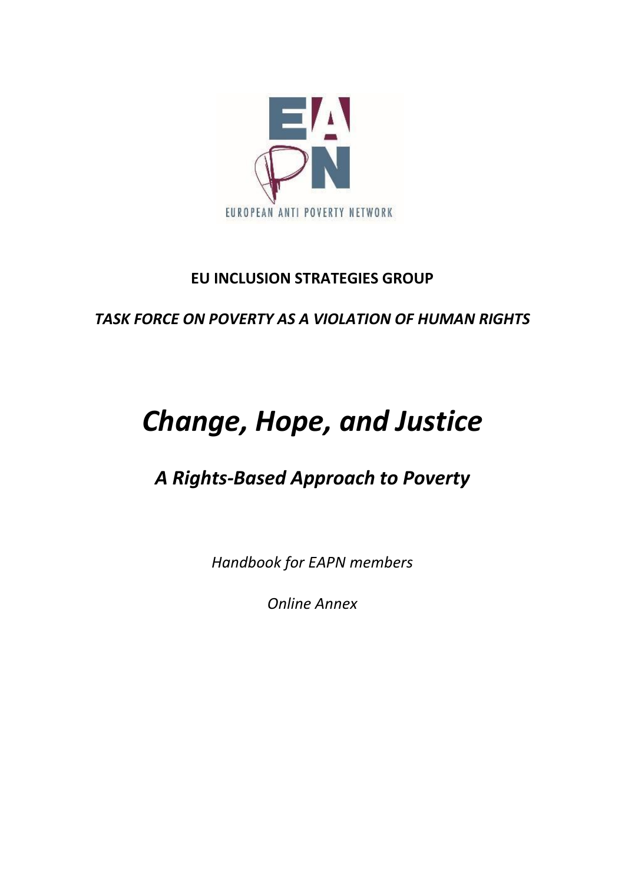EUROPEAN ANTI POVERTY NETWORK

**EU INCLUSION STRATEGIES GROUP**

***TASK FORCE ON POVERTY AS A VIOLATION OF HUMAN RIGHTS***

# *Change, Hope, and Justice*

## *A Rights-Based Approach to Poverty*

*Handbook for EAPN members*

*Online Annex*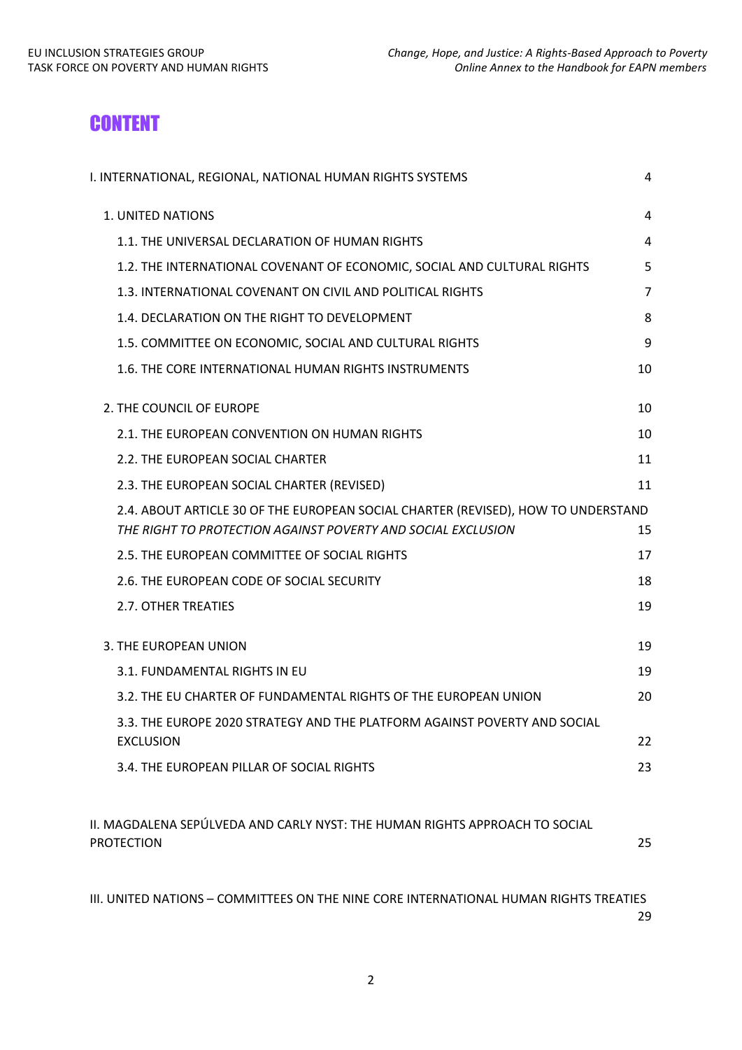# CONTENT

| | |
|---|---|
| I. INTERNATIONAL, REGIONAL, NATIONAL HUMAN RIGHTS SYSTEMS | 4 |
| 1. UNITED NATIONS | 4 |
| 1.1. THE UNIVERSAL DECLARATION OF HUMAN RIGHTS | 4 |
| 1.2. THE INTERNATIONAL COVENANT OF ECONOMIC, SOCIAL AND CULTURAL RIGHTS | 5 |
| 1.3. INTERNATIONAL COVENANT ON CIVIL AND POLITICAL RIGHTS | 7 |
| 1.4. DECLARATION ON THE RIGHT TO DEVELOPMENT | 8 |
| 1.5. COMMITTEE ON ECONOMIC, SOCIAL AND CULTURAL RIGHTS | 9 |
| 1.6. THE CORE INTERNATIONAL HUMAN RIGHTS INSTRUMENTS | 10 |
| 2. THE COUNCIL OF EUROPE | 10 |
| 2.1. THE EUROPEAN CONVENTION ON HUMAN RIGHTS | 10 |
| 2.2. THE EUROPEAN SOCIAL CHARTER | 11 |
| 2.3. THE EUROPEAN SOCIAL CHARTER (REVISED) | 11 |
| 2.4. ABOUT ARTICLE 30 OF THE EUROPEAN SOCIAL CHARTER (REVISED), HOW TO UNDERSTAND *THE RIGHT TO PROTECTION AGAINST POVERTY AND SOCIAL EXCLUSION* | 15 |
| 2.5. THE EUROPEAN COMMITTEE OF SOCIAL RIGHTS | 17 |
| 2.6. THE EUROPEAN CODE OF SOCIAL SECURITY | 18 |
| 2.7. OTHER TREATIES | 19 |
| 3. THE EUROPEAN UNION | 19 |
| 3.1. FUNDAMENTAL RIGHTS IN EU | 19 |
| 3.2. THE EU CHARTER OF FUNDAMENTAL RIGHTS OF THE EUROPEAN UNION | 20 |
| 3.3. THE EUROPE 2020 STRATEGY AND THE PLATFORM AGAINST POVERTY AND SOCIAL EXCLUSION | 22 |
| 3.4. THE EUROPEAN PILLAR OF SOCIAL RIGHTS | 23 |
| II. MAGDALENA SEPÚLVEDA AND CARLY NYST: THE HUMAN RIGHTS APPROACH TO SOCIAL PROTECTION | 25 |
| III. UNITED NATIONS – COMMITTEES ON THE NINE CORE INTERNATIONAL HUMAN RIGHTS TREATIES | 29 |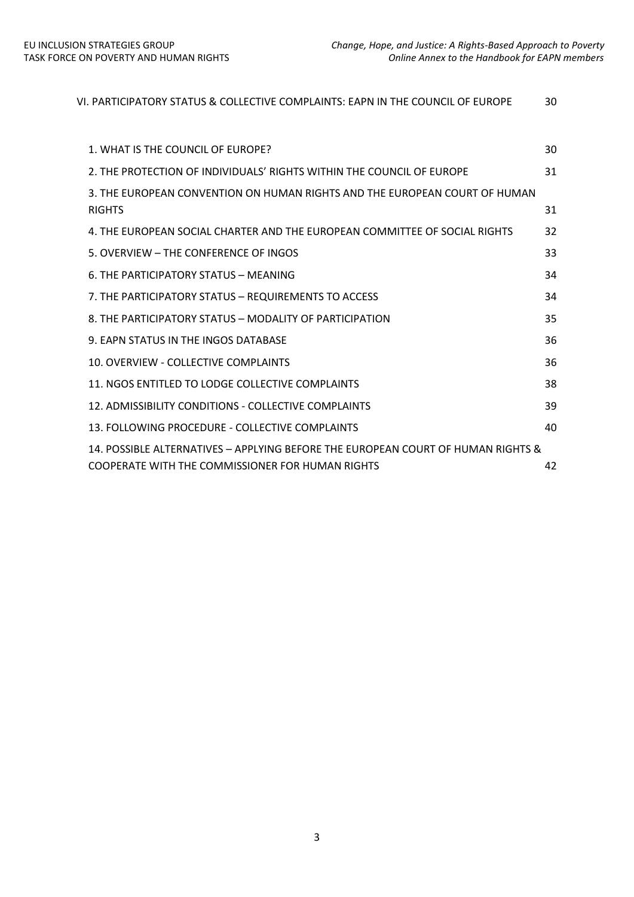VI. PARTICIPATORY STATUS & COLLECTIVE COMPLAINTS: EAPN IN THE COUNCIL OF EUROPE 30

1. WHAT IS THE COUNCIL OF EUROPE? 30
2. THE PROTECTION OF INDIVIDUALS' RIGHTS WITHIN THE COUNCIL OF EUROPE 31
3. THE EUROPEAN CONVENTION ON HUMAN RIGHTS AND THE EUROPEAN COURT OF HUMAN RIGHTS 31
4. THE EUROPEAN SOCIAL CHARTER AND THE EUROPEAN COMMITTEE OF SOCIAL RIGHTS 32
5. OVERVIEW – THE CONFERENCE OF INGOS 33
6. THE PARTICIPATORY STATUS – MEANING 34
7. THE PARTICIPATORY STATUS – REQUIREMENTS TO ACCESS 34
8. THE PARTICIPATORY STATUS – MODALITY OF PARTICIPATION 35
9. EAPN STATUS IN THE INGOS DATABASE 36
10. OVERVIEW - COLLECTIVE COMPLAINTS 36
11. NGOS ENTITLED TO LODGE COLLECTIVE COMPLAINTS 38
12. ADMISSIBILITY CONDITIONS - COLLECTIVE COMPLAINTS 39
13. FOLLOWING PROCEDURE - COLLECTIVE COMPLAINTS 40
14. POSSIBLE ALTERNATIVES – APPLYING BEFORE THE EUROPEAN COURT OF HUMAN RIGHTS & COOPERATE WITH THE COMMISSIONER FOR HUMAN RIGHTS 42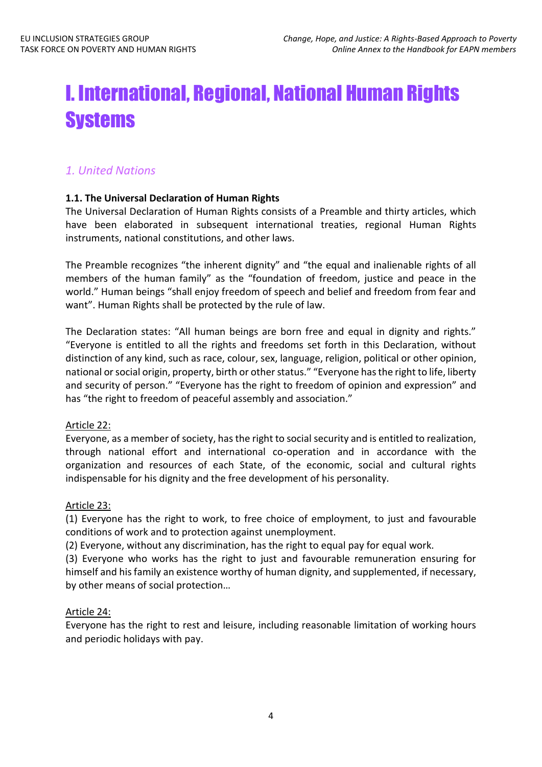# I. International, Regional, National Human Rights Systems

## *1. United Nations*

### 1.1. The Universal Declaration of Human Rights

The Universal Declaration of Human Rights consists of a Preamble and thirty articles, which have been elaborated in subsequent international treaties, regional Human Rights instruments, national constitutions, and other laws.

The Preamble recognizes "the inherent dignity" and "the equal and inalienable rights of all members of the human family" as the "foundation of freedom, justice and peace in the world." Human beings "shall enjoy freedom of speech and belief and freedom from fear and want". Human Rights shall be protected by the rule of law.

The Declaration states: "All human beings are born free and equal in dignity and rights." "Everyone is entitled to all the rights and freedoms set forth in this Declaration, without distinction of any kind, such as race, colour, sex, language, religion, political or other opinion, national or social origin, property, birth or other status." "Everyone has the right to life, liberty and security of person." "Everyone has the right to freedom of opinion and expression" and has "the right to freedom of peaceful assembly and association."

<u>Article 22:</u>
Everyone, as a member of society, has the right to social security and is entitled to realization, through national effort and international co-operation and in accordance with the organization and resources of each State, of the economic, social and cultural rights indispensable for his dignity and the free development of his personality.

<u>Article 23:</u>
(1) Everyone has the right to work, to free choice of employment, to just and favourable conditions of work and to protection against unemployment.
(2) Everyone, without any discrimination, has the right to equal pay for equal work.
(3) Everyone who works has the right to just and favourable remuneration ensuring for himself and his family an existence worthy of human dignity, and supplemented, if necessary, by other means of social protection…

<u>Article 24:</u>
Everyone has the right to rest and leisure, including reasonable limitation of working hours and periodic holidays with pay.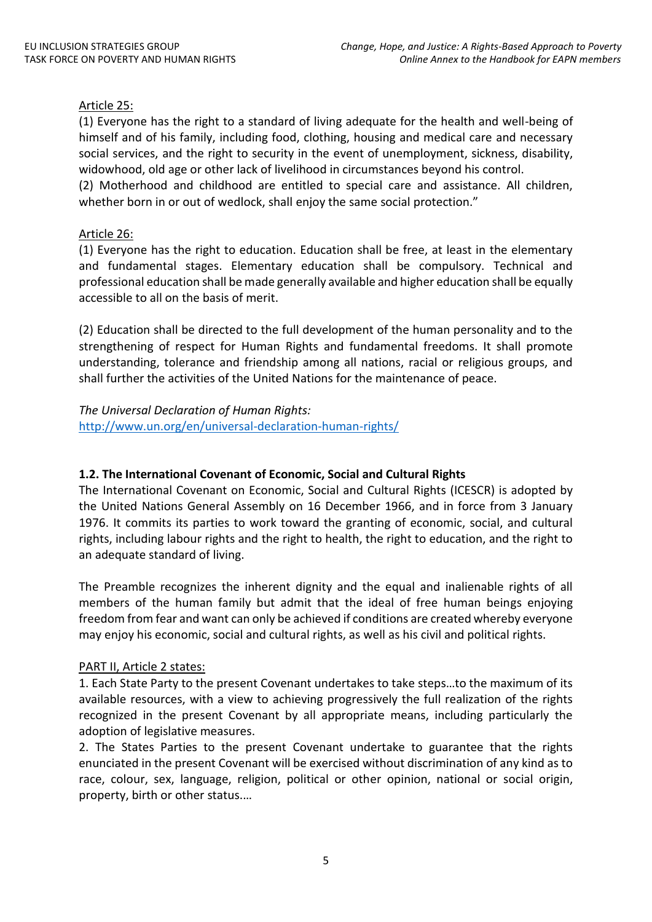Article 25:

(1) Everyone has the right to a standard of living adequate for the health and well-being of himself and of his family, including food, clothing, housing and medical care and necessary social services, and the right to security in the event of unemployment, sickness, disability, widowhood, old age or other lack of livelihood in circumstances beyond his control.
(2) Motherhood and childhood are entitled to special care and assistance. All children, whether born in or out of wedlock, shall enjoy the same social protection."

Article 26:

(1) Everyone has the right to education. Education shall be free, at least in the elementary and fundamental stages. Elementary education shall be compulsory. Technical and professional education shall be made generally available and higher education shall be equally accessible to all on the basis of merit.

(2) Education shall be directed to the full development of the human personality and to the strengthening of respect for Human Rights and fundamental freedoms. It shall promote understanding, tolerance and friendship among all nations, racial or religious groups, and shall further the activities of the United Nations for the maintenance of peace.

*The Universal Declaration of Human Rights:*
http://www.un.org/en/universal-declaration-human-rights/

### 1.2. The International Covenant of Economic, Social and Cultural Rights

The International Covenant on Economic, Social and Cultural Rights (ICESCR) is adopted by the United Nations General Assembly on 16 December 1966, and in force from 3 January 1976. It commits its parties to work toward the granting of economic, social, and cultural rights, including labour rights and the right to health, the right to education, and the right to an adequate standard of living.

The Preamble recognizes the inherent dignity and the equal and inalienable rights of all members of the human family but admit that the ideal of free human beings enjoying freedom from fear and want can only be achieved if conditions are created whereby everyone may enjoy his economic, social and cultural rights, as well as his civil and political rights.

PART II, Article 2 states:

1. Each State Party to the present Covenant undertakes to take steps…to the maximum of its available resources, with a view to achieving progressively the full realization of the rights recognized in the present Covenant by all appropriate means, including particularly the adoption of legislative measures.
2. The States Parties to the present Covenant undertake to guarantee that the rights enunciated in the present Covenant will be exercised without discrimination of any kind as to race, colour, sex, language, religion, political or other opinion, national or social origin, property, birth or other status.…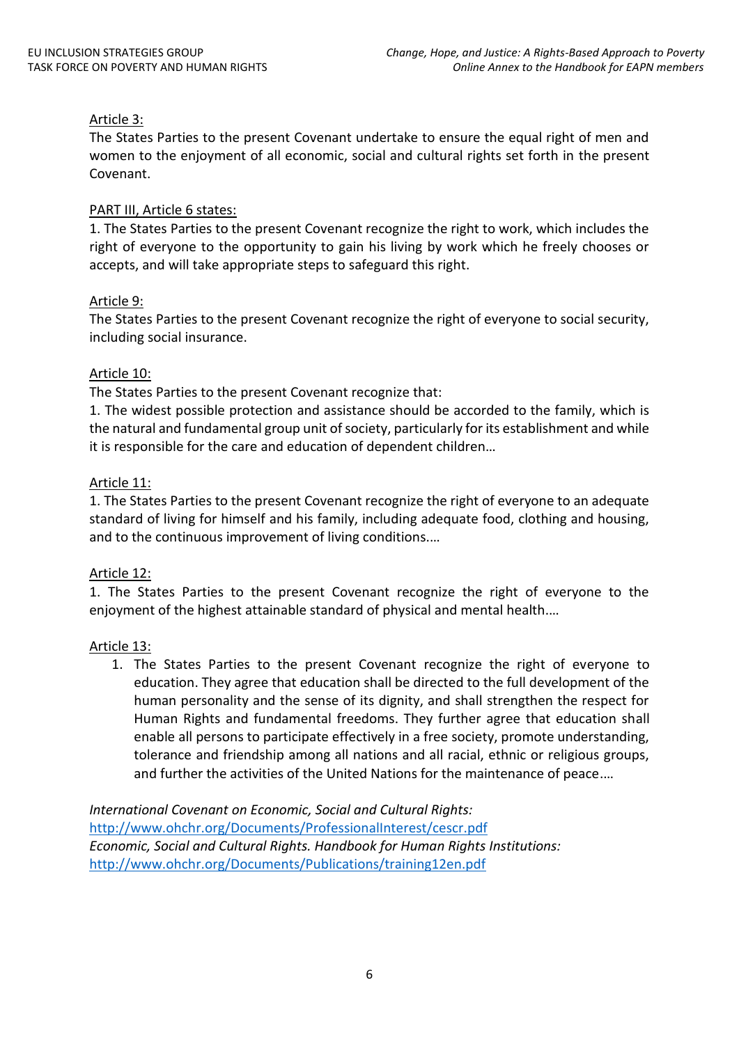Article 3:

The States Parties to the present Covenant undertake to ensure the equal right of men and women to the enjoyment of all economic, social and cultural rights set forth in the present Covenant.

PART III, Article 6 states:

1. The States Parties to the present Covenant recognize the right to work, which includes the right of everyone to the opportunity to gain his living by work which he freely chooses or accepts, and will take appropriate steps to safeguard this right.

Article 9:

The States Parties to the present Covenant recognize the right of everyone to social security, including social insurance.

Article 10:

The States Parties to the present Covenant recognize that:

1. The widest possible protection and assistance should be accorded to the family, which is the natural and fundamental group unit of society, particularly for its establishment and while it is responsible for the care and education of dependent children…

Article 11:

1. The States Parties to the present Covenant recognize the right of everyone to an adequate standard of living for himself and his family, including adequate food, clothing and housing, and to the continuous improvement of living conditions.…

Article 12:

1. The States Parties to the present Covenant recognize the right of everyone to the enjoyment of the highest attainable standard of physical and mental health.…

Article 13:

1. The States Parties to the present Covenant recognize the right of everyone to education. They agree that education shall be directed to the full development of the human personality and the sense of its dignity, and shall strengthen the respect for Human Rights and fundamental freedoms. They further agree that education shall enable all persons to participate effectively in a free society, promote understanding, tolerance and friendship among all nations and all racial, ethnic or religious groups, and further the activities of the United Nations for the maintenance of peace.…

*International Covenant on Economic, Social and Cultural Rights:*
http://www.ohchr.org/Documents/ProfessionalInterest/cescr.pdf
*Economic, Social and Cultural Rights. Handbook for Human Rights Institutions:*
http://www.ohchr.org/Documents/Publications/training12en.pdf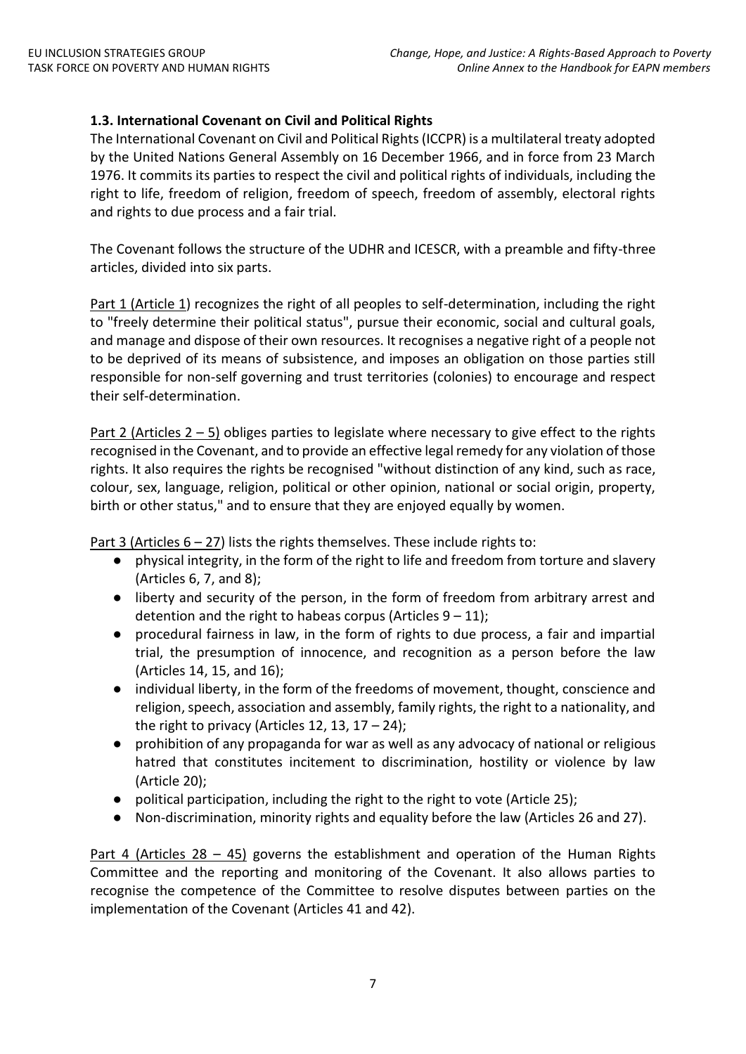**1.3. International Covenant on Civil and Political Rights**

The International Covenant on Civil and Political Rights (ICCPR) is a multilateral treaty adopted by the United Nations General Assembly on 16 December 1966, and in force from 23 March 1976. It commits its parties to respect the civil and political rights of individuals, including the right to life, freedom of religion, freedom of speech, freedom of assembly, electoral rights and rights to due process and a fair trial.

The Covenant follows the structure of the UDHR and ICESCR, with a preamble and fifty-three articles, divided into six parts.

Part 1 (Article 1) recognizes the right of all peoples to self-determination, including the right to "freely determine their political status", pursue their economic, social and cultural goals, and manage and dispose of their own resources. It recognises a negative right of a people not to be deprived of its means of subsistence, and imposes an obligation on those parties still responsible for non-self governing and trust territories (colonies) to encourage and respect their self-determination.

Part 2 (Articles 2 – 5) obliges parties to legislate where necessary to give effect to the rights recognised in the Covenant, and to provide an effective legal remedy for any violation of those rights. It also requires the rights be recognised "without distinction of any kind, such as race, colour, sex, language, religion, political or other opinion, national or social origin, property, birth or other status," and to ensure that they are enjoyed equally by women.

Part 3 (Articles 6 – 27) lists the rights themselves. These include rights to:

- physical integrity, in the form of the right to life and freedom from torture and slavery (Articles 6, 7, and 8);
- liberty and security of the person, in the form of freedom from arbitrary arrest and detention and the right to habeas corpus (Articles 9 – 11);
- procedural fairness in law, in the form of rights to due process, a fair and impartial trial, the presumption of innocence, and recognition as a person before the law (Articles 14, 15, and 16);
- individual liberty, in the form of the freedoms of movement, thought, conscience and religion, speech, association and assembly, family rights, the right to a nationality, and the right to privacy (Articles 12, 13, 17 – 24);
- prohibition of any propaganda for war as well as any advocacy of national or religious hatred that constitutes incitement to discrimination, hostility or violence by law (Article 20);
- political participation, including the right to the right to vote (Article 25);
- Non-discrimination, minority rights and equality before the law (Articles 26 and 27).

Part 4 (Articles 28 – 45) governs the establishment and operation of the Human Rights Committee and the reporting and monitoring of the Covenant. It also allows parties to recognise the competence of the Committee to resolve disputes between parties on the implementation of the Covenant (Articles 41 and 42).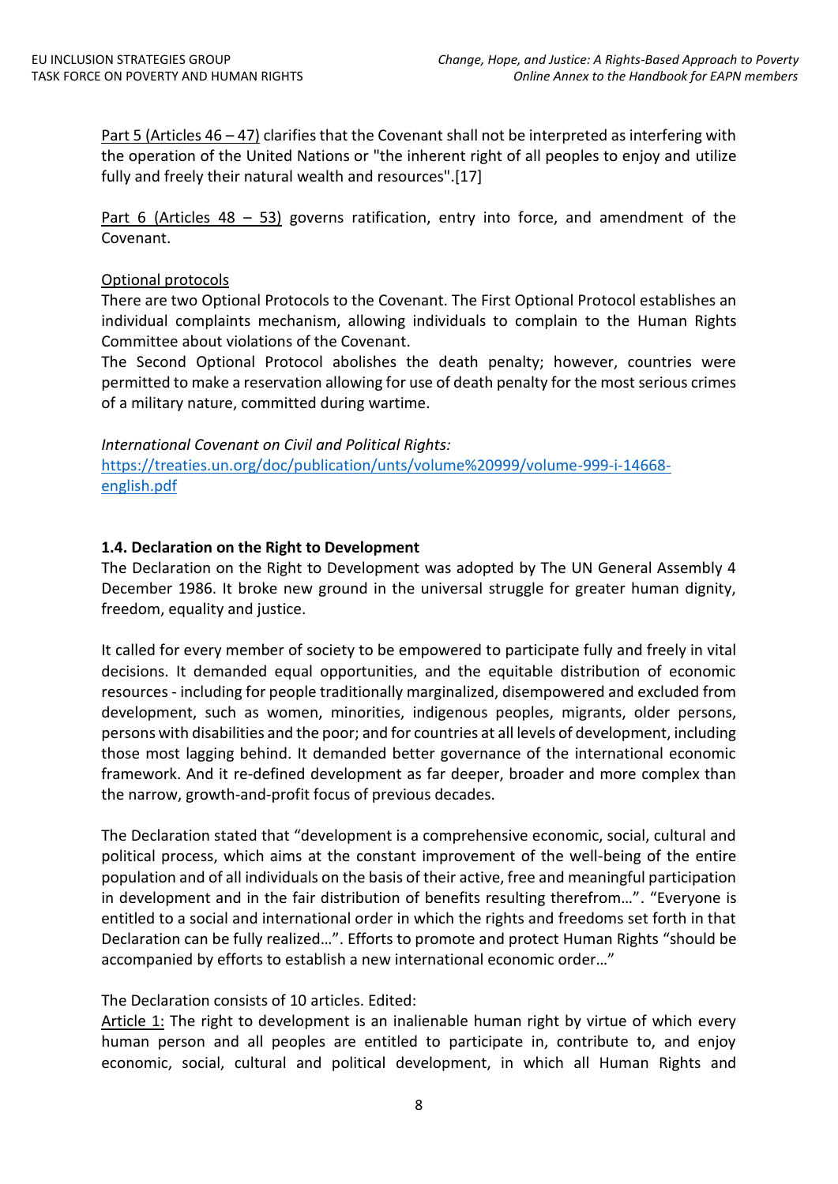Part 5 (Articles 46 – 47) clarifies that the Covenant shall not be interpreted as interfering with the operation of the United Nations or "the inherent right of all peoples to enjoy and utilize fully and freely their natural wealth and resources".[17]

Part 6 (Articles 48 – 53) governs ratification, entry into force, and amendment of the Covenant.

Optional protocols

There are two Optional Protocols to the Covenant. The First Optional Protocol establishes an individual complaints mechanism, allowing individuals to complain to the Human Rights Committee about violations of the Covenant.

The Second Optional Protocol abolishes the death penalty; however, countries were permitted to make a reservation allowing for use of death penalty for the most serious crimes of a military nature, committed during wartime.

*International Covenant on Civil and Political Rights:*
https://treaties.un.org/doc/publication/unts/volume%20999/volume-999-i-14668-english.pdf

### 1.4. Declaration on the Right to Development

The Declaration on the Right to Development was adopted by The UN General Assembly 4 December 1986. It broke new ground in the universal struggle for greater human dignity, freedom, equality and justice.

It called for every member of society to be empowered to participate fully and freely in vital decisions. It demanded equal opportunities, and the equitable distribution of economic resources - including for people traditionally marginalized, disempowered and excluded from development, such as women, minorities, indigenous peoples, migrants, older persons, persons with disabilities and the poor; and for countries at all levels of development, including those most lagging behind. It demanded better governance of the international economic framework. And it re-defined development as far deeper, broader and more complex than the narrow, growth-and-profit focus of previous decades.

The Declaration stated that "development is a comprehensive economic, social, cultural and political process, which aims at the constant improvement of the well-being of the entire population and of all individuals on the basis of their active, free and meaningful participation in development and in the fair distribution of benefits resulting therefrom…". "Everyone is entitled to a social and international order in which the rights and freedoms set forth in that Declaration can be fully realized…". Efforts to promote and protect Human Rights "should be accompanied by efforts to establish a new international economic order…"

The Declaration consists of 10 articles. Edited:

Article 1: The right to development is an inalienable human right by virtue of which every human person and all peoples are entitled to participate in, contribute to, and enjoy economic, social, cultural and political development, in which all Human Rights and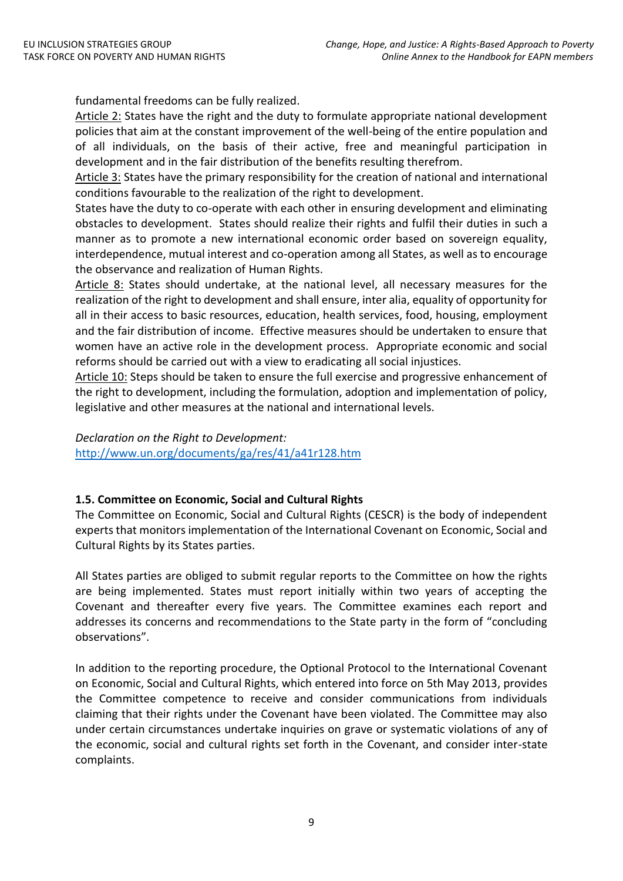fundamental freedoms can be fully realized.

Article 2: States have the right and the duty to formulate appropriate national development policies that aim at the constant improvement of the well-being of the entire population and of all individuals, on the basis of their active, free and meaningful participation in development and in the fair distribution of the benefits resulting therefrom.

Article 3: States have the primary responsibility for the creation of national and international conditions favourable to the realization of the right to development.

States have the duty to co-operate with each other in ensuring development and eliminating obstacles to development. States should realize their rights and fulfil their duties in such a manner as to promote a new international economic order based on sovereign equality, interdependence, mutual interest and co-operation among all States, as well as to encourage the observance and realization of Human Rights.

Article 8: States should undertake, at the national level, all necessary measures for the realization of the right to development and shall ensure, inter alia, equality of opportunity for all in their access to basic resources, education, health services, food, housing, employment and the fair distribution of income. Effective measures should be undertaken to ensure that women have an active role in the development process. Appropriate economic and social reforms should be carried out with a view to eradicating all social injustices.

Article 10: Steps should be taken to ensure the full exercise and progressive enhancement of the right to development, including the formulation, adoption and implementation of policy, legislative and other measures at the national and international levels.

*Declaration on the Right to Development:*
http://www.un.org/documents/ga/res/41/a41r128.htm

### 1.5. Committee on Economic, Social and Cultural Rights

The Committee on Economic, Social and Cultural Rights (CESCR) is the body of independent experts that monitors implementation of the International Covenant on Economic, Social and Cultural Rights by its States parties.

All States parties are obliged to submit regular reports to the Committee on how the rights are being implemented. States must report initially within two years of accepting the Covenant and thereafter every five years. The Committee examines each report and addresses its concerns and recommendations to the State party in the form of "concluding observations".

In addition to the reporting procedure, the Optional Protocol to the International Covenant on Economic, Social and Cultural Rights, which entered into force on 5th May 2013, provides the Committee competence to receive and consider communications from individuals claiming that their rights under the Covenant have been violated. The Committee may also under certain circumstances undertake inquiries on grave or systematic violations of any of the economic, social and cultural rights set forth in the Covenant, and consider inter-state complaints.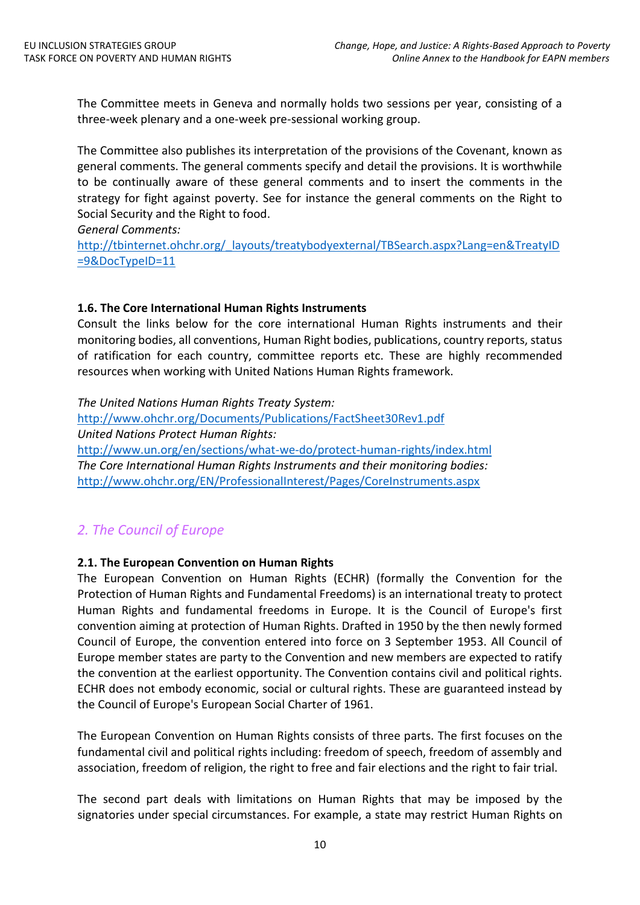The Committee meets in Geneva and normally holds two sessions per year, consisting of a three-week plenary and a one-week pre-sessional working group.

The Committee also publishes its interpretation of the provisions of the Covenant, known as general comments. The general comments specify and detail the provisions. It is worthwhile to be continually aware of these general comments and to insert the comments in the strategy for fight against poverty. See for instance the general comments on the Right to Social Security and the Right to food.

*General Comments:*
http://tbinternet.ohchr.org/_layouts/treatybodyexternal/TBSearch.aspx?Lang=en&TreatyID=9&DocTypeID=11

**1.6. The Core International Human Rights Instruments**

Consult the links below for the core international Human Rights instruments and their monitoring bodies, all conventions, Human Right bodies, publications, country reports, status of ratification for each country, committee reports etc. These are highly recommended resources when working with United Nations Human Rights framework.

*The United Nations Human Rights Treaty System:*
http://www.ohchr.org/Documents/Publications/FactSheet30Rev1.pdf
*United Nations Protect Human Rights:*
http://www.un.org/en/sections/what-we-do/protect-human-rights/index.html
*The Core International Human Rights Instruments and their monitoring bodies:*
http://www.ohchr.org/EN/ProfessionalInterest/Pages/CoreInstruments.aspx

## *2. The Council of Europe*

**2.1. The European Convention on Human Rights**

The European Convention on Human Rights (ECHR) (formally the Convention for the Protection of Human Rights and Fundamental Freedoms) is an international treaty to protect Human Rights and fundamental freedoms in Europe. It is the Council of Europe's first convention aiming at protection of Human Rights. Drafted in 1950 by the then newly formed Council of Europe, the convention entered into force on 3 September 1953. All Council of Europe member states are party to the Convention and new members are expected to ratify the convention at the earliest opportunity. The Convention contains civil and political rights. ECHR does not embody economic, social or cultural rights. These are guaranteed instead by the Council of Europe's European Social Charter of 1961.

The European Convention on Human Rights consists of three parts. The first focuses on the fundamental civil and political rights including: freedom of speech, freedom of assembly and association, freedom of religion, the right to free and fair elections and the right to fair trial.

The second part deals with limitations on Human Rights that may be imposed by the signatories under special circumstances. For example, a state may restrict Human Rights on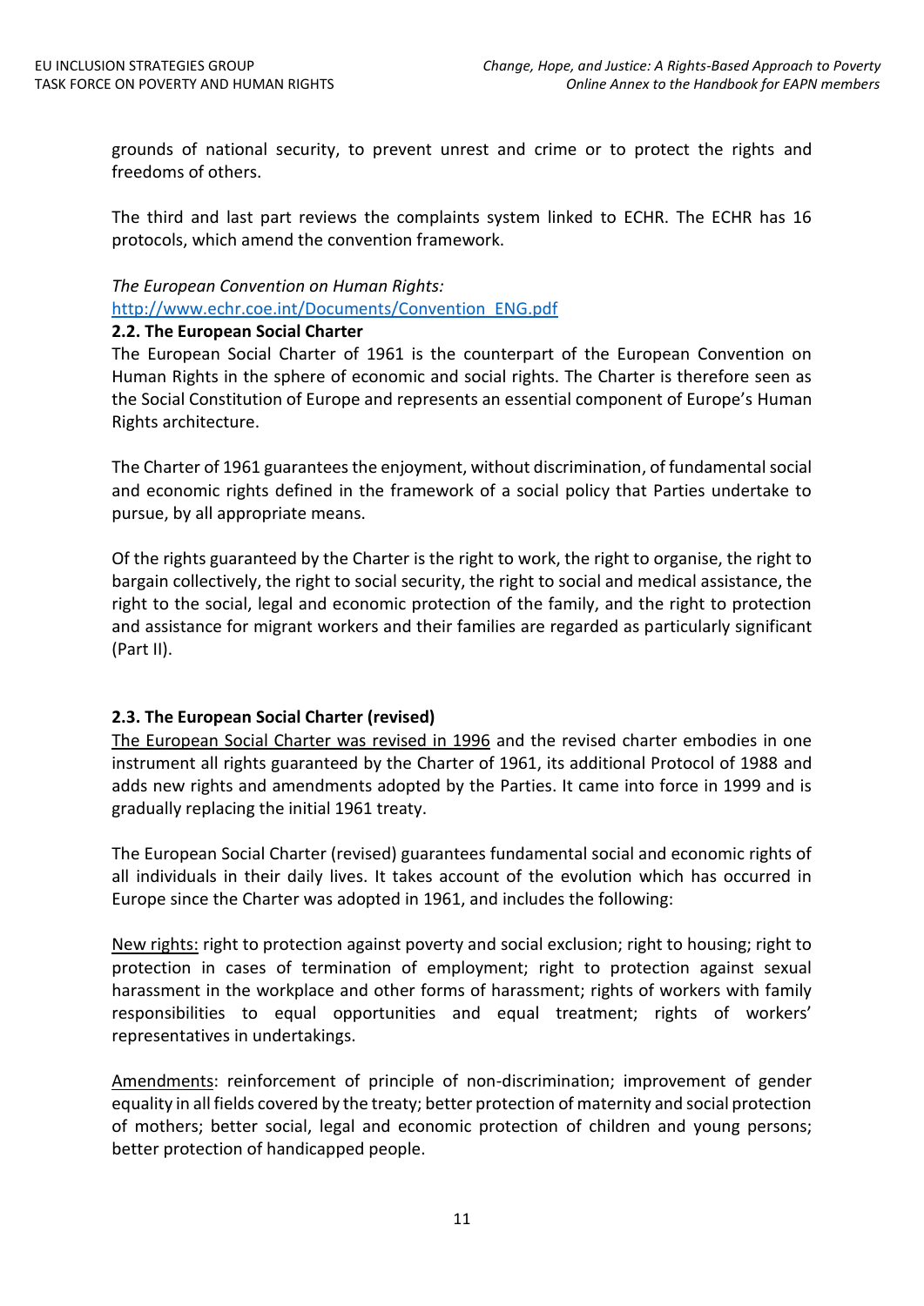grounds of national security, to prevent unrest and crime or to protect the rights and freedoms of others.

The third and last part reviews the complaints system linked to ECHR. The ECHR has 16 protocols, which amend the convention framework.

*The European Convention on Human Rights:*
[http://www.echr.coe.int/Documents/Convention_ENG.pdf](http://www.echr.coe.int/Documents/Convention_ENG.pdf)

### 2.2. The European Social Charter

The European Social Charter of 1961 is the counterpart of the European Convention on Human Rights in the sphere of economic and social rights. The Charter is therefore seen as the Social Constitution of Europe and represents an essential component of Europe's Human Rights architecture.

The Charter of 1961 guarantees the enjoyment, without discrimination, of fundamental social and economic rights defined in the framework of a social policy that Parties undertake to pursue, by all appropriate means.

Of the rights guaranteed by the Charter is the right to work, the right to organise, the right to bargain collectively, the right to social security, the right to social and medical assistance, the right to the social, legal and economic protection of the family, and the right to protection and assistance for migrant workers and their families are regarded as particularly significant (Part II).

### 2.3. The European Social Charter (revised)

The European Social Charter was revised in 1996 and the revised charter embodies in one instrument all rights guaranteed by the Charter of 1961, its additional Protocol of 1988 and adds new rights and amendments adopted by the Parties. It came into force in 1999 and is gradually replacing the initial 1961 treaty.

The European Social Charter (revised) guarantees fundamental social and economic rights of all individuals in their daily lives. It takes account of the evolution which has occurred in Europe since the Charter was adopted in 1961, and includes the following:

New rights: right to protection against poverty and social exclusion; right to housing; right to protection in cases of termination of employment; right to protection against sexual harassment in the workplace and other forms of harassment; rights of workers with family responsibilities to equal opportunities and equal treatment; rights of workers' representatives in undertakings.

Amendments: reinforcement of principle of non-discrimination; improvement of gender equality in all fields covered by the treaty; better protection of maternity and social protection of mothers; better social, legal and economic protection of children and young persons; better protection of handicapped people.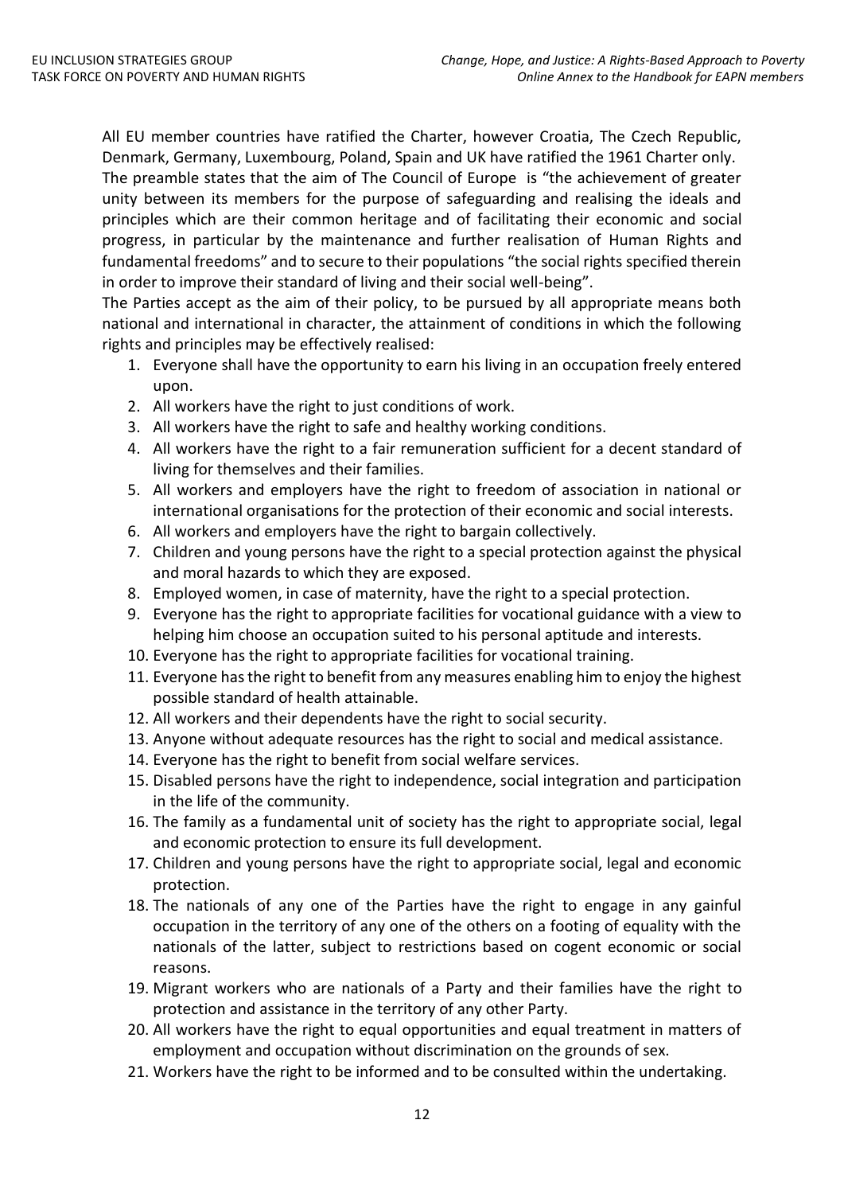All EU member countries have ratified the Charter, however Croatia, The Czech Republic, Denmark, Germany, Luxembourg, Poland, Spain and UK have ratified the 1961 Charter only.
The preamble states that the aim of The Council of Europe is "the achievement of greater unity between its members for the purpose of safeguarding and realising the ideals and principles which are their common heritage and of facilitating their economic and social progress, in particular by the maintenance and further realisation of Human Rights and fundamental freedoms" and to secure to their populations "the social rights specified therein in order to improve their standard of living and their social well-being".
The Parties accept as the aim of their policy, to be pursued by all appropriate means both national and international in character, the attainment of conditions in which the following rights and principles may be effectively realised:

1. Everyone shall have the opportunity to earn his living in an occupation freely entered upon.
2. All workers have the right to just conditions of work.
3. All workers have the right to safe and healthy working conditions.
4. All workers have the right to a fair remuneration sufficient for a decent standard of living for themselves and their families.
5. All workers and employers have the right to freedom of association in national or international organisations for the protection of their economic and social interests.
6. All workers and employers have the right to bargain collectively.
7. Children and young persons have the right to a special protection against the physical and moral hazards to which they are exposed.
8. Employed women, in case of maternity, have the right to a special protection.
9. Everyone has the right to appropriate facilities for vocational guidance with a view to helping him choose an occupation suited to his personal aptitude and interests.
10. Everyone has the right to appropriate facilities for vocational training.
11. Everyone has the right to benefit from any measures enabling him to enjoy the highest possible standard of health attainable.
12. All workers and their dependents have the right to social security.
13. Anyone without adequate resources has the right to social and medical assistance.
14. Everyone has the right to benefit from social welfare services.
15. Disabled persons have the right to independence, social integration and participation in the life of the community.
16. The family as a fundamental unit of society has the right to appropriate social, legal and economic protection to ensure its full development.
17. Children and young persons have the right to appropriate social, legal and economic protection.
18. The nationals of any one of the Parties have the right to engage in any gainful occupation in the territory of any one of the others on a footing of equality with the nationals of the latter, subject to restrictions based on cogent economic or social reasons.
19. Migrant workers who are nationals of a Party and their families have the right to protection and assistance in the territory of any other Party.
20. All workers have the right to equal opportunities and equal treatment in matters of employment and occupation without discrimination on the grounds of sex.
21. Workers have the right to be informed and to be consulted within the undertaking.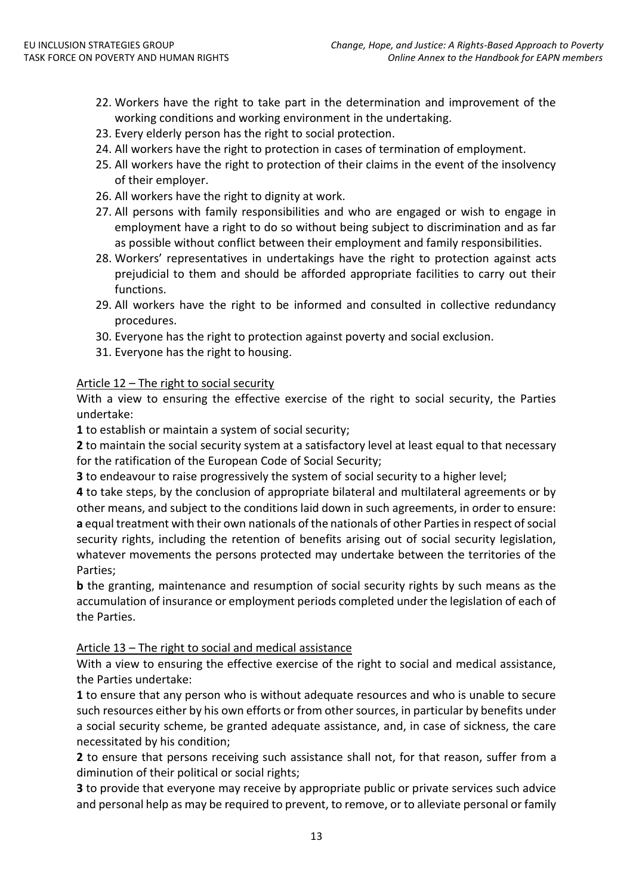22. Workers have the right to take part in the determination and improvement of the working conditions and working environment in the undertaking.
23. Every elderly person has the right to social protection.
24. All workers have the right to protection in cases of termination of employment.
25. All workers have the right to protection of their claims in the event of the insolvency of their employer.
26. All workers have the right to dignity at work.
27. All persons with family responsibilities and who are engaged or wish to engage in employment have a right to do so without being subject to discrimination and as far as possible without conflict between their employment and family responsibilities.
28. Workers' representatives in undertakings have the right to protection against acts prejudicial to them and should be afforded appropriate facilities to carry out their functions.
29. All workers have the right to be informed and consulted in collective redundancy procedures.
30. Everyone has the right to protection against poverty and social exclusion.
31. Everyone has the right to housing.

<u>Article 12 – The right to social security</u>

With a view to ensuring the effective exercise of the right to social security, the Parties undertake:

**1** to establish or maintain a system of social security;

**2** to maintain the social security system at a satisfactory level at least equal to that necessary for the ratification of the European Code of Social Security;

**3** to endeavour to raise progressively the system of social security to a higher level;

**4** to take steps, by the conclusion of appropriate bilateral and multilateral agreements or by other means, and subject to the conditions laid down in such agreements, in order to ensure:

**a** equal treatment with their own nationals of the nationals of other Parties in respect of social security rights, including the retention of benefits arising out of social security legislation, whatever movements the persons protected may undertake between the territories of the Parties;

**b** the granting, maintenance and resumption of social security rights by such means as the accumulation of insurance or employment periods completed under the legislation of each of the Parties.

<u>Article 13 – The right to social and medical assistance</u>

With a view to ensuring the effective exercise of the right to social and medical assistance, the Parties undertake:

**1** to ensure that any person who is without adequate resources and who is unable to secure such resources either by his own efforts or from other sources, in particular by benefits under a social security scheme, be granted adequate assistance, and, in case of sickness, the care necessitated by his condition;

**2** to ensure that persons receiving such assistance shall not, for that reason, suffer from a diminution of their political or social rights;

**3** to provide that everyone may receive by appropriate public or private services such advice and personal help as may be required to prevent, to remove, or to alleviate personal or family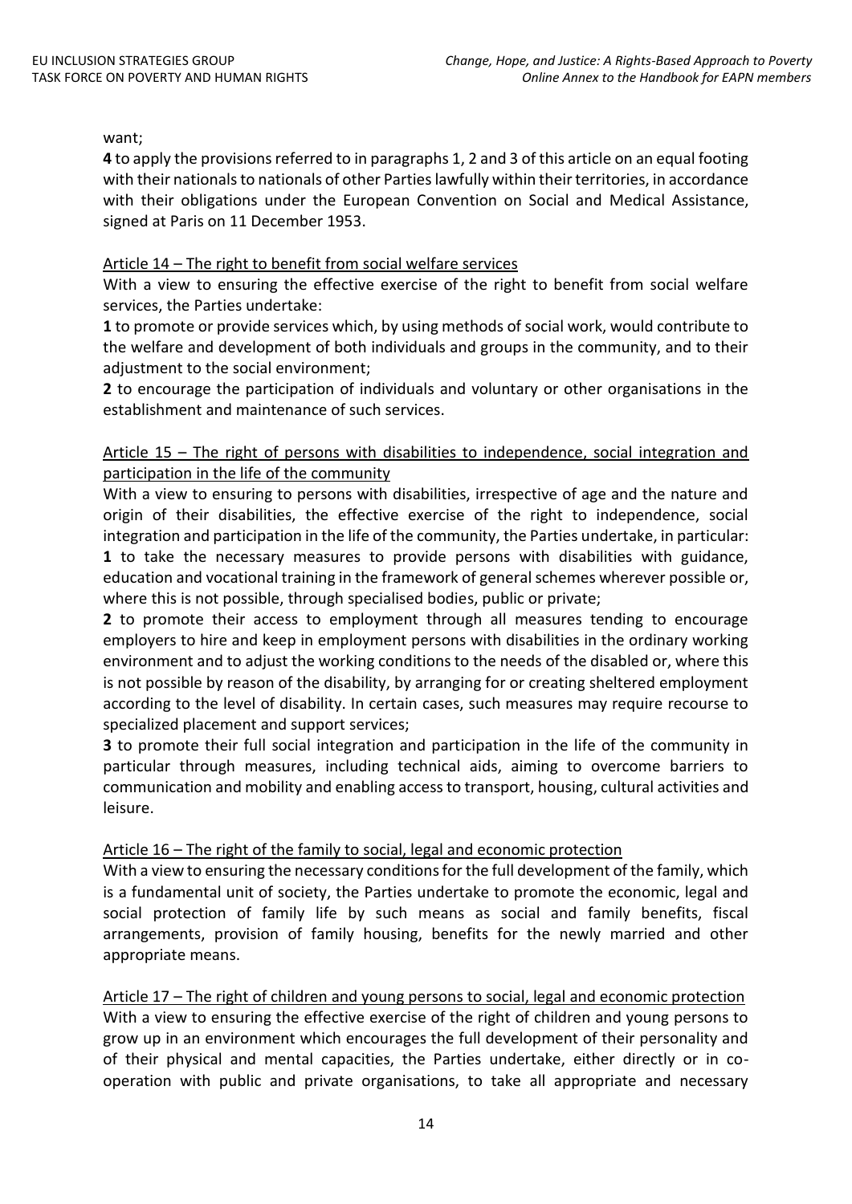want;

**4** to apply the provisions referred to in paragraphs 1, 2 and 3 of this article on an equal footing with their nationals to nationals of other Parties lawfully within their territories, in accordance with their obligations under the European Convention on Social and Medical Assistance, signed at Paris on 11 December 1953.

<u>Article 14 – The right to benefit from social welfare services</u>

With a view to ensuring the effective exercise of the right to benefit from social welfare services, the Parties undertake:

**1** to promote or provide services which, by using methods of social work, would contribute to the welfare and development of both individuals and groups in the community, and to their adjustment to the social environment;

**2** to encourage the participation of individuals and voluntary or other organisations in the establishment and maintenance of such services.

<u>Article 15 – The right of persons with disabilities to independence, social integration and participation in the life of the community</u>

With a view to ensuring to persons with disabilities, irrespective of age and the nature and origin of their disabilities, the effective exercise of the right to independence, social integration and participation in the life of the community, the Parties undertake, in particular:

**1** to take the necessary measures to provide persons with disabilities with guidance, education and vocational training in the framework of general schemes wherever possible or, where this is not possible, through specialised bodies, public or private;

**2** to promote their access to employment through all measures tending to encourage employers to hire and keep in employment persons with disabilities in the ordinary working environment and to adjust the working conditions to the needs of the disabled or, where this is not possible by reason of the disability, by arranging for or creating sheltered employment according to the level of disability. In certain cases, such measures may require recourse to specialized placement and support services;

**3** to promote their full social integration and participation in the life of the community in particular through measures, including technical aids, aiming to overcome barriers to communication and mobility and enabling access to transport, housing, cultural activities and leisure.

<u>Article 16 – The right of the family to social, legal and economic protection</u>

With a view to ensuring the necessary conditions for the full development of the family, which is a fundamental unit of society, the Parties undertake to promote the economic, legal and social protection of family life by such means as social and family benefits, fiscal arrangements, provision of family housing, benefits for the newly married and other appropriate means.

<u>Article 17 – The right of children and young persons to social, legal and economic protection</u>

With a view to ensuring the effective exercise of the right of children and young persons to grow up in an environment which encourages the full development of their personality and of their physical and mental capacities, the Parties undertake, either directly or in co-operation with public and private organisations, to take all appropriate and necessary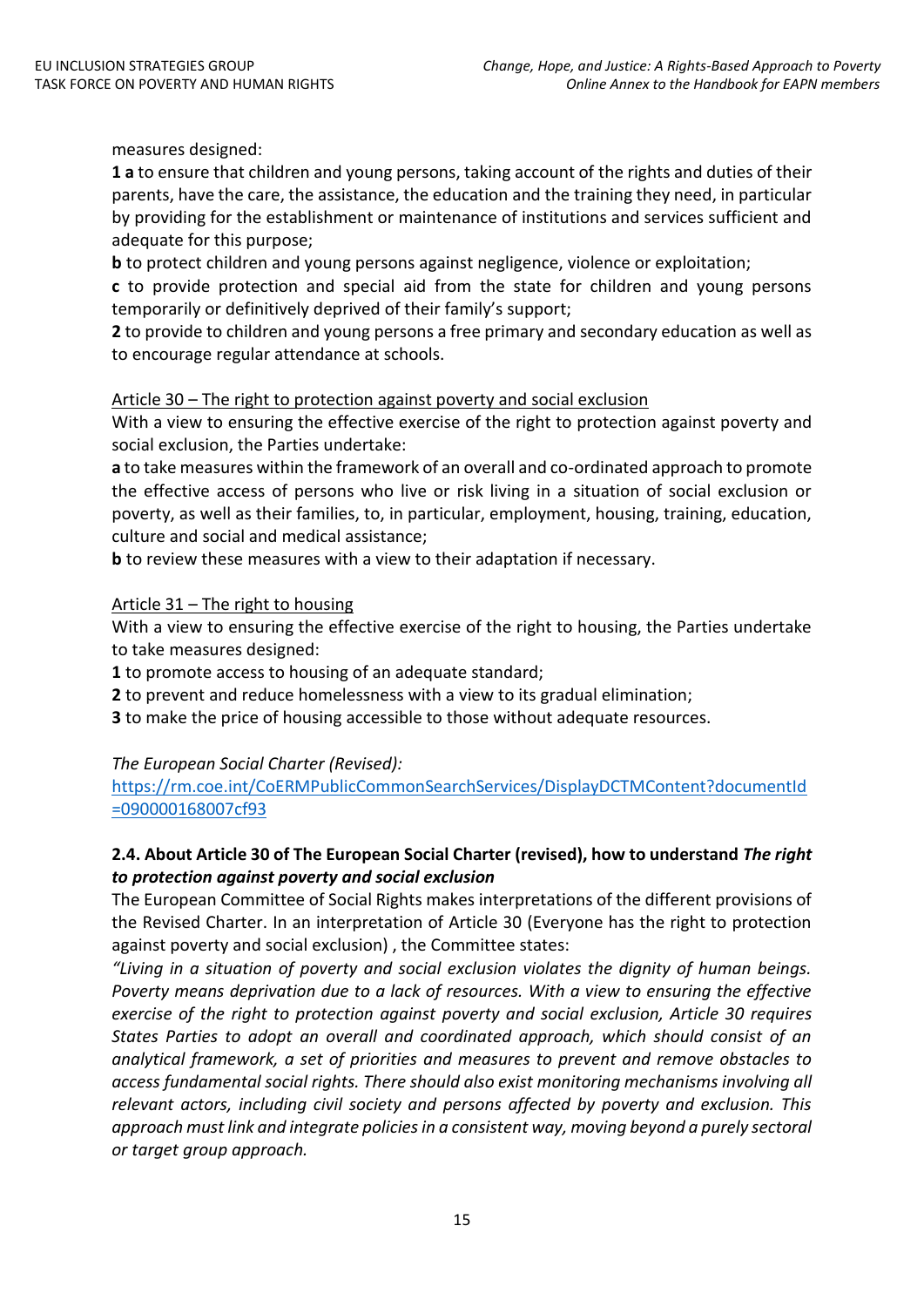measures designed:

**1 a** to ensure that children and young persons, taking account of the rights and duties of their parents, have the care, the assistance, the education and the training they need, in particular by providing for the establishment or maintenance of institutions and services sufficient and adequate for this purpose;

**b** to protect children and young persons against negligence, violence or exploitation;

**c** to provide protection and special aid from the state for children and young persons temporarily or definitively deprived of their family's support;

**2** to provide to children and young persons a free primary and secondary education as well as to encourage regular attendance at schools.

Article 30 – The right to protection against poverty and social exclusion

With a view to ensuring the effective exercise of the right to protection against poverty and social exclusion, the Parties undertake:

**a** to take measures within the framework of an overall and co-ordinated approach to promote the effective access of persons who live or risk living in a situation of social exclusion or poverty, as well as their families, to, in particular, employment, housing, training, education, culture and social and medical assistance;

**b** to review these measures with a view to their adaptation if necessary.

Article 31 – The right to housing

With a view to ensuring the effective exercise of the right to housing, the Parties undertake to take measures designed:

**1** to promote access to housing of an adequate standard;

**2** to prevent and reduce homelessness with a view to its gradual elimination;

**3** to make the price of housing accessible to those without adequate resources.

*The European Social Charter (Revised):*
https://rm.coe.int/CoERMPublicCommonSearchServices/DisplayDCTMContent?documentId=090000168007cf93

### 2.4. About Article 30 of The European Social Charter (revised), how to understand *The right to protection against poverty and social exclusion*

The European Committee of Social Rights makes interpretations of the different provisions of the Revised Charter. In an interpretation of Article 30 (Everyone has the right to protection against poverty and social exclusion) , the Committee states:

*"Living in a situation of poverty and social exclusion violates the dignity of human beings. Poverty means deprivation due to a lack of resources. With a view to ensuring the effective exercise of the right to protection against poverty and social exclusion, Article 30 requires States Parties to adopt an overall and coordinated approach, which should consist of an analytical framework, a set of priorities and measures to prevent and remove obstacles to access fundamental social rights. There should also exist monitoring mechanisms involving all relevant actors, including civil society and persons affected by poverty and exclusion. This approach must link and integrate policies in a consistent way, moving beyond a purely sectoral or target group approach.*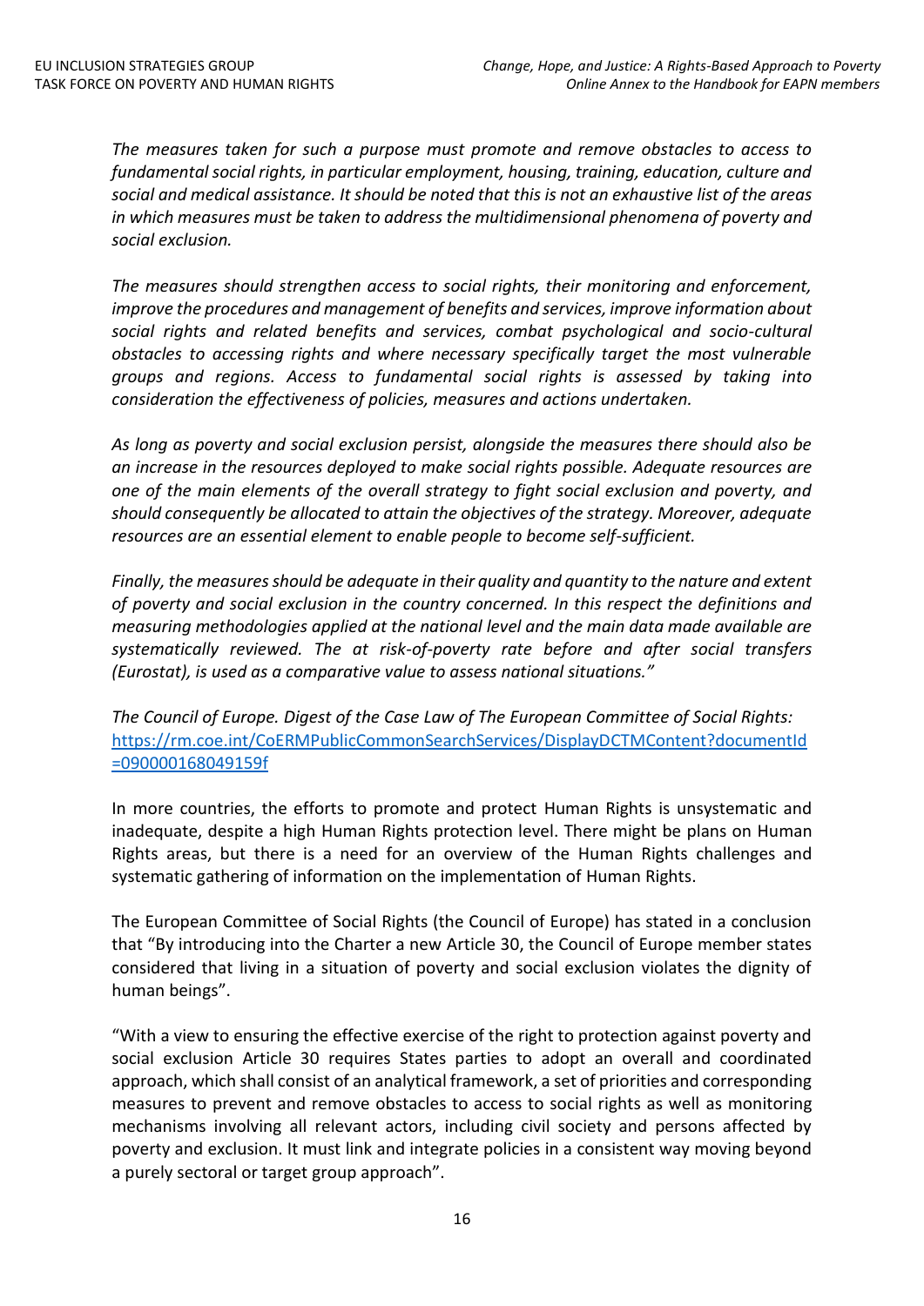*The measures taken for such a purpose must promote and remove obstacles to access to fundamental social rights, in particular employment, housing, training, education, culture and social and medical assistance. It should be noted that this is not an exhaustive list of the areas in which measures must be taken to address the multidimensional phenomena of poverty and social exclusion.*

*The measures should strengthen access to social rights, their monitoring and enforcement, improve the procedures and management of benefits and services, improve information about social rights and related benefits and services, combat psychological and socio-cultural obstacles to accessing rights and where necessary specifically target the most vulnerable groups and regions. Access to fundamental social rights is assessed by taking into consideration the effectiveness of policies, measures and actions undertaken.*

*As long as poverty and social exclusion persist, alongside the measures there should also be an increase in the resources deployed to make social rights possible. Adequate resources are one of the main elements of the overall strategy to fight social exclusion and poverty, and should consequently be allocated to attain the objectives of the strategy. Moreover, adequate resources are an essential element to enable people to become self-sufficient.*

*Finally, the measures should be adequate in their quality and quantity to the nature and extent of poverty and social exclusion in the country concerned. In this respect the definitions and measuring methodologies applied at the national level and the main data made available are systematically reviewed. The at risk-of-poverty rate before and after social transfers (Eurostat), is used as a comparative value to assess national situations."*

*The Council of Europe. Digest of the Case Law of The European Committee of Social Rights:* [https://rm.coe.int/CoERMPublicCommonSearchServices/DisplayDCTMContent?documentId=090000168049159f](https://rm.coe.int/CoERMPublicCommonSearchServices/DisplayDCTMContent?documentId=090000168049159f)

In more countries, the efforts to promote and protect Human Rights is unsystematic and inadequate, despite a high Human Rights protection level. There might be plans on Human Rights areas, but there is a need for an overview of the Human Rights challenges and systematic gathering of information on the implementation of Human Rights.

The European Committee of Social Rights (the Council of Europe) has stated in a conclusion that "By introducing into the Charter a new Article 30, the Council of Europe member states considered that living in a situation of poverty and social exclusion violates the dignity of human beings".

"With a view to ensuring the effective exercise of the right to protection against poverty and social exclusion Article 30 requires States parties to adopt an overall and coordinated approach, which shall consist of an analytical framework, a set of priorities and corresponding measures to prevent and remove obstacles to access to social rights as well as monitoring mechanisms involving all relevant actors, including civil society and persons affected by poverty and exclusion. It must link and integrate policies in a consistent way moving beyond a purely sectoral or target group approach".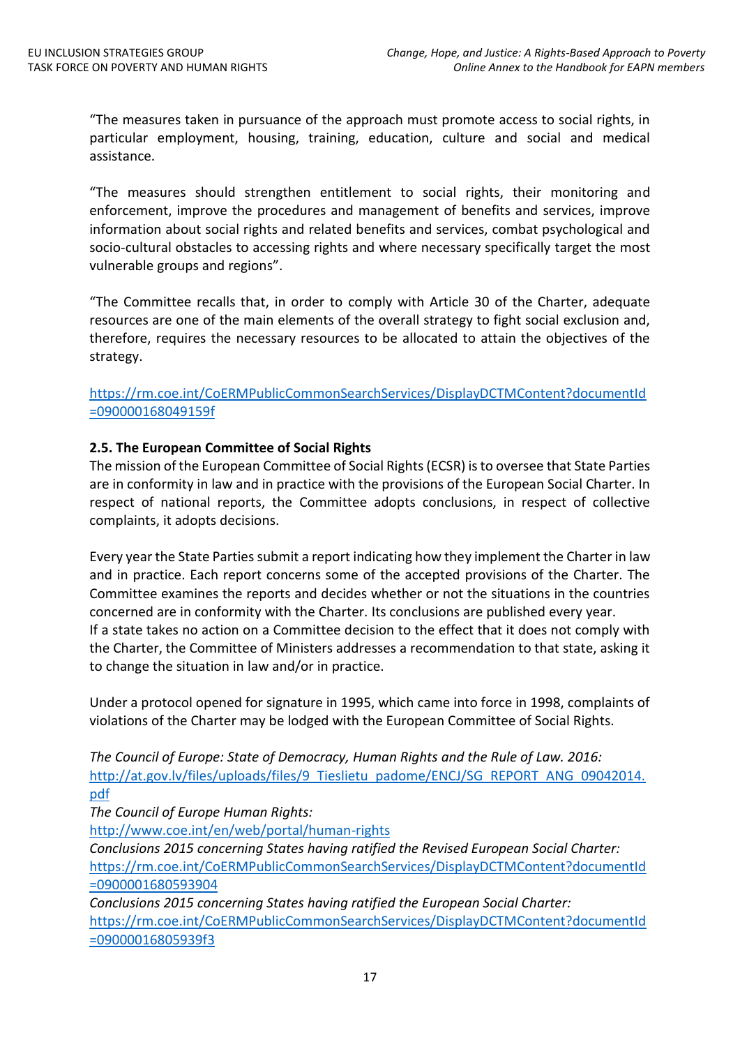"The measures taken in pursuance of the approach must promote access to social rights, in particular employment, housing, training, education, culture and social and medical assistance.

"The measures should strengthen entitlement to social rights, their monitoring and enforcement, improve the procedures and management of benefits and services, improve information about social rights and related benefits and services, combat psychological and socio-cultural obstacles to accessing rights and where necessary specifically target the most vulnerable groups and regions".

"The Committee recalls that, in order to comply with Article 30 of the Charter, adequate resources are one of the main elements of the overall strategy to fight social exclusion and, therefore, requires the necessary resources to be allocated to attain the objectives of the strategy.

https://rm.coe.int/CoERMPublicCommonSearchServices/DisplayDCTMContent?documentId=090000168049159f

**2.5. The European Committee of Social Rights**

The mission of the European Committee of Social Rights (ECSR) is to oversee that State Parties are in conformity in law and in practice with the provisions of the European Social Charter. In respect of national reports, the Committee adopts conclusions, in respect of collective complaints, it adopts decisions.

Every year the State Parties submit a report indicating how they implement the Charter in law and in practice. Each report concerns some of the accepted provisions of the Charter. The Committee examines the reports and decides whether or not the situations in the countries concerned are in conformity with the Charter. Its conclusions are published every year.
If a state takes no action on a Committee decision to the effect that it does not comply with the Charter, the Committee of Ministers addresses a recommendation to that state, asking it to change the situation in law and/or in practice.

Under a protocol opened for signature in 1995, which came into force in 1998, complaints of violations of the Charter may be lodged with the European Committee of Social Rights.

*The Council of Europe: State of Democracy, Human Rights and the Rule of Law. 2016:*
http://at.gov.lv/files/uploads/files/9_Tieslietu_padome/ENCJ/SG_REPORT_ANG_09042014.pdf
*The Council of Europe Human Rights:*
http://www.coe.int/en/web/portal/human-rights
*Conclusions 2015 concerning States having ratified the Revised European Social Charter:*
https://rm.coe.int/CoERMPublicCommonSearchServices/DisplayDCTMContent?documentId=0900001680593904
*Conclusions 2015 concerning States having ratified the European Social Charter:*
https://rm.coe.int/CoERMPublicCommonSearchServices/DisplayDCTMContent?documentId=09000016805939f3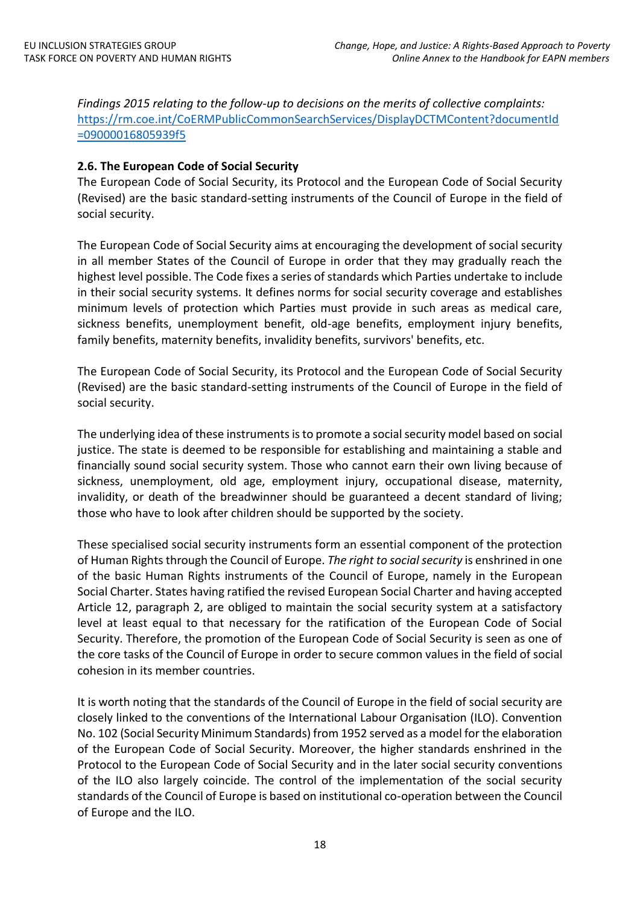*Findings 2015 relating to the follow-up to decisions on the merits of collective complaints:* https://rm.coe.int/CoERMPublicCommonSearchServices/DisplayDCTMContent?documentId=09000016805939f5

### 2.6. The European Code of Social Security

The European Code of Social Security, its Protocol and the European Code of Social Security (Revised) are the basic standard-setting instruments of the Council of Europe in the field of social security.

The European Code of Social Security aims at encouraging the development of social security in all member States of the Council of Europe in order that they may gradually reach the highest level possible. The Code fixes a series of standards which Parties undertake to include in their social security systems. It defines norms for social security coverage and establishes minimum levels of protection which Parties must provide in such areas as medical care, sickness benefits, unemployment benefit, old-age benefits, employment injury benefits, family benefits, maternity benefits, invalidity benefits, survivors' benefits, etc.

The European Code of Social Security, its Protocol and the European Code of Social Security (Revised) are the basic standard-setting instruments of the Council of Europe in the field of social security.

The underlying idea of these instruments is to promote a social security model based on social justice. The state is deemed to be responsible for establishing and maintaining a stable and financially sound social security system. Those who cannot earn their own living because of sickness, unemployment, old age, employment injury, occupational disease, maternity, invalidity, or death of the breadwinner should be guaranteed a decent standard of living; those who have to look after children should be supported by the society.

These specialised social security instruments form an essential component of the protection of Human Rights through the Council of Europe. *The right to social security* is enshrined in one of the basic Human Rights instruments of the Council of Europe, namely in the European Social Charter. States having ratified the revised European Social Charter and having accepted Article 12, paragraph 2, are obliged to maintain the social security system at a satisfactory level at least equal to that necessary for the ratification of the European Code of Social Security. Therefore, the promotion of the European Code of Social Security is seen as one of the core tasks of the Council of Europe in order to secure common values in the field of social cohesion in its member countries.

It is worth noting that the standards of the Council of Europe in the field of social security are closely linked to the conventions of the International Labour Organisation (ILO). Convention No. 102 (Social Security Minimum Standards) from 1952 served as a model for the elaboration of the European Code of Social Security. Moreover, the higher standards enshrined in the Protocol to the European Code of Social Security and in the later social security conventions of the ILO also largely coincide. The control of the implementation of the social security standards of the Council of Europe is based on institutional co-operation between the Council of Europe and the ILO.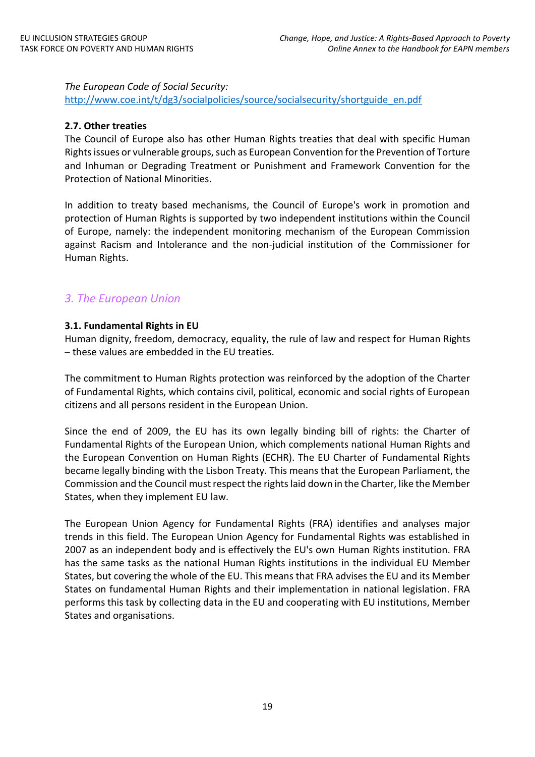*The European Code of Social Security:*
http://www.coe.int/t/dg3/socialpolicies/source/socialsecurity/shortguide_en.pdf

**2.7. Other treaties**

The Council of Europe also has other Human Rights treaties that deal with specific Human Rights issues or vulnerable groups, such as European Convention for the Prevention of Torture and Inhuman or Degrading Treatment or Punishment and Framework Convention for the Protection of National Minorities.

In addition to treaty based mechanisms, the Council of Europe's work in promotion and protection of Human Rights is supported by two independent institutions within the Council of Europe, namely: the independent monitoring mechanism of the European Commission against Racism and Intolerance and the non-judicial institution of the Commissioner for Human Rights.

## *3. The European Union*

**3.1. Fundamental Rights in EU**

Human dignity, freedom, democracy, equality, the rule of law and respect for Human Rights – these values are embedded in the EU treaties.

The commitment to Human Rights protection was reinforced by the adoption of the Charter of Fundamental Rights, which contains civil, political, economic and social rights of European citizens and all persons resident in the European Union.

Since the end of 2009, the EU has its own legally binding bill of rights: the Charter of Fundamental Rights of the European Union, which complements national Human Rights and the European Convention on Human Rights (ECHR). The EU Charter of Fundamental Rights became legally binding with the Lisbon Treaty. This means that the European Parliament, the Commission and the Council must respect the rights laid down in the Charter, like the Member States, when they implement EU law.

The European Union Agency for Fundamental Rights (FRA) identifies and analyses major trends in this field. The European Union Agency for Fundamental Rights was established in 2007 as an independent body and is effectively the EU's own Human Rights institution. FRA has the same tasks as the national Human Rights institutions in the individual EU Member States, but covering the whole of the EU. This means that FRA advises the EU and its Member States on fundamental Human Rights and their implementation in national legislation. FRA performs this task by collecting data in the EU and cooperating with EU institutions, Member States and organisations.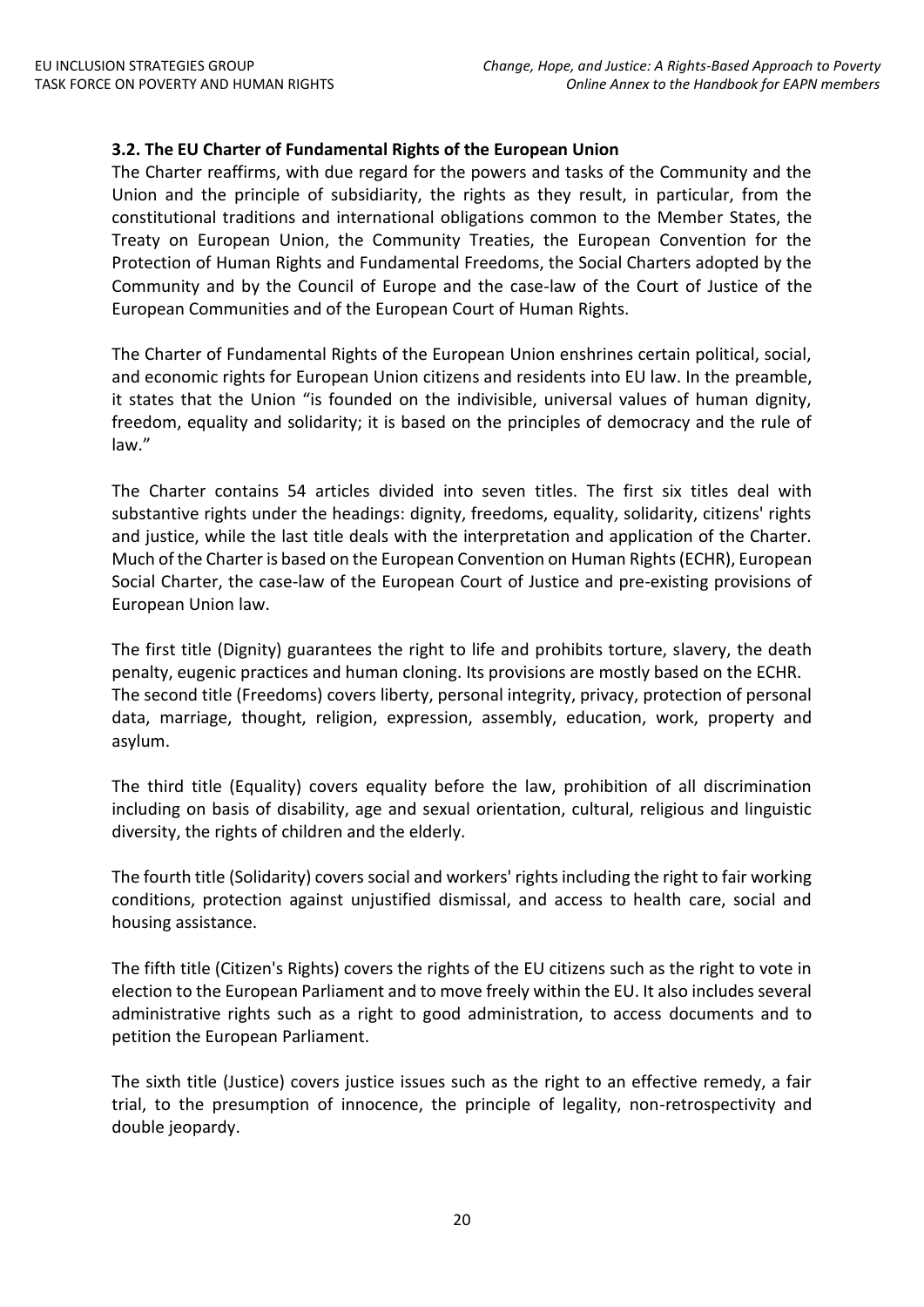### 3.2. The EU Charter of Fundamental Rights of the European Union

The Charter reaffirms, with due regard for the powers and tasks of the Community and the Union and the principle of subsidiarity, the rights as they result, in particular, from the constitutional traditions and international obligations common to the Member States, the Treaty on European Union, the Community Treaties, the European Convention for the Protection of Human Rights and Fundamental Freedoms, the Social Charters adopted by the Community and by the Council of Europe and the case-law of the Court of Justice of the European Communities and of the European Court of Human Rights.

The Charter of Fundamental Rights of the European Union enshrines certain political, social, and economic rights for European Union citizens and residents into EU law. In the preamble, it states that the Union "is founded on the indivisible, universal values of human dignity, freedom, equality and solidarity; it is based on the principles of democracy and the rule of law."

The Charter contains 54 articles divided into seven titles. The first six titles deal with substantive rights under the headings: dignity, freedoms, equality, solidarity, citizens' rights and justice, while the last title deals with the interpretation and application of the Charter. Much of the Charter is based on the European Convention on Human Rights (ECHR), European Social Charter, the case-law of the European Court of Justice and pre-existing provisions of European Union law.

The first title (Dignity) guarantees the right to life and prohibits torture, slavery, the death penalty, eugenic practices and human cloning. Its provisions are mostly based on the ECHR. The second title (Freedoms) covers liberty, personal integrity, privacy, protection of personal data, marriage, thought, religion, expression, assembly, education, work, property and asylum.

The third title (Equality) covers equality before the law, prohibition of all discrimination including on basis of disability, age and sexual orientation, cultural, religious and linguistic diversity, the rights of children and the elderly.

The fourth title (Solidarity) covers social and workers' rights including the right to fair working conditions, protection against unjustified dismissal, and access to health care, social and housing assistance.

The fifth title (Citizen's Rights) covers the rights of the EU citizens such as the right to vote in election to the European Parliament and to move freely within the EU. It also includes several administrative rights such as a right to good administration, to access documents and to petition the European Parliament.

The sixth title (Justice) covers justice issues such as the right to an effective remedy, a fair trial, to the presumption of innocence, the principle of legality, non-retrospectivity and double jeopardy.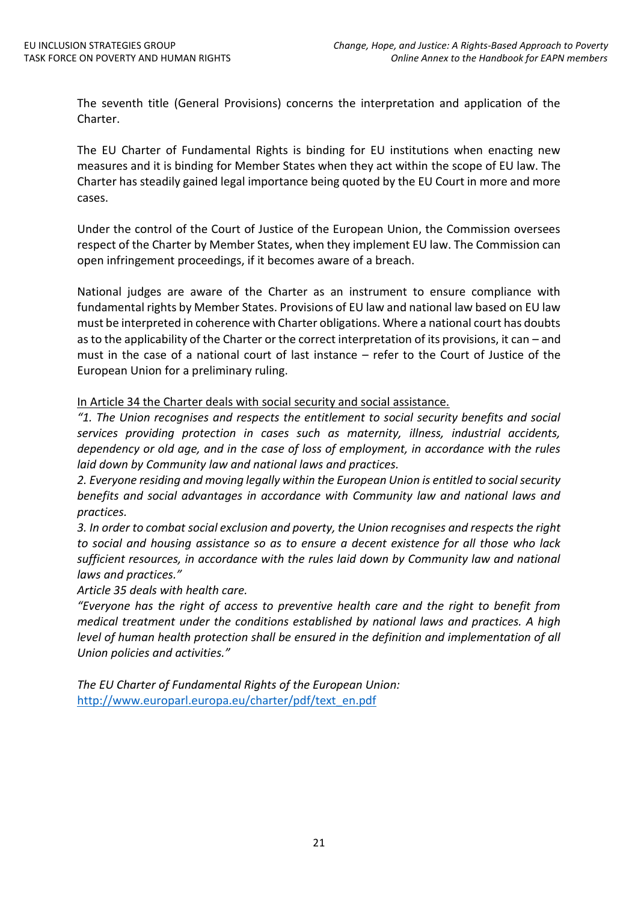The seventh title (General Provisions) concerns the interpretation and application of the Charter.

The EU Charter of Fundamental Rights is binding for EU institutions when enacting new measures and it is binding for Member States when they act within the scope of EU law. The Charter has steadily gained legal importance being quoted by the EU Court in more and more cases.

Under the control of the Court of Justice of the European Union, the Commission oversees respect of the Charter by Member States, when they implement EU law. The Commission can open infringement proceedings, if it becomes aware of a breach.

National judges are aware of the Charter as an instrument to ensure compliance with fundamental rights by Member States. Provisions of EU law and national law based on EU law must be interpreted in coherence with Charter obligations. Where a national court has doubts as to the applicability of the Charter or the correct interpretation of its provisions, it can – and must in the case of a national court of last instance – refer to the Court of Justice of the European Union for a preliminary ruling.

<u>In Article 34 the Charter deals with social security and social assistance.</u>

*"1. The Union recognises and respects the entitlement to social security benefits and social services providing protection in cases such as maternity, illness, industrial accidents, dependency or old age, and in the case of loss of employment, in accordance with the rules laid down by Community law and national laws and practices.*

*2. Everyone residing and moving legally within the European Union is entitled to social security benefits and social advantages in accordance with Community law and national laws and practices.*

*3. In order to combat social exclusion and poverty, the Union recognises and respects the right to social and housing assistance so as to ensure a decent existence for all those who lack sufficient resources, in accordance with the rules laid down by Community law and national laws and practices."*

*Article 35 deals with health care.*

*"Everyone has the right of access to preventive health care and the right to benefit from medical treatment under the conditions established by national laws and practices. A high level of human health protection shall be ensured in the definition and implementation of all Union policies and activities."*

*The EU Charter of Fundamental Rights of the European Union:*
[http://www.europarl.europa.eu/charter/pdf/text_en.pdf](http://www.europarl.europa.eu/charter/pdf/text_en.pdf)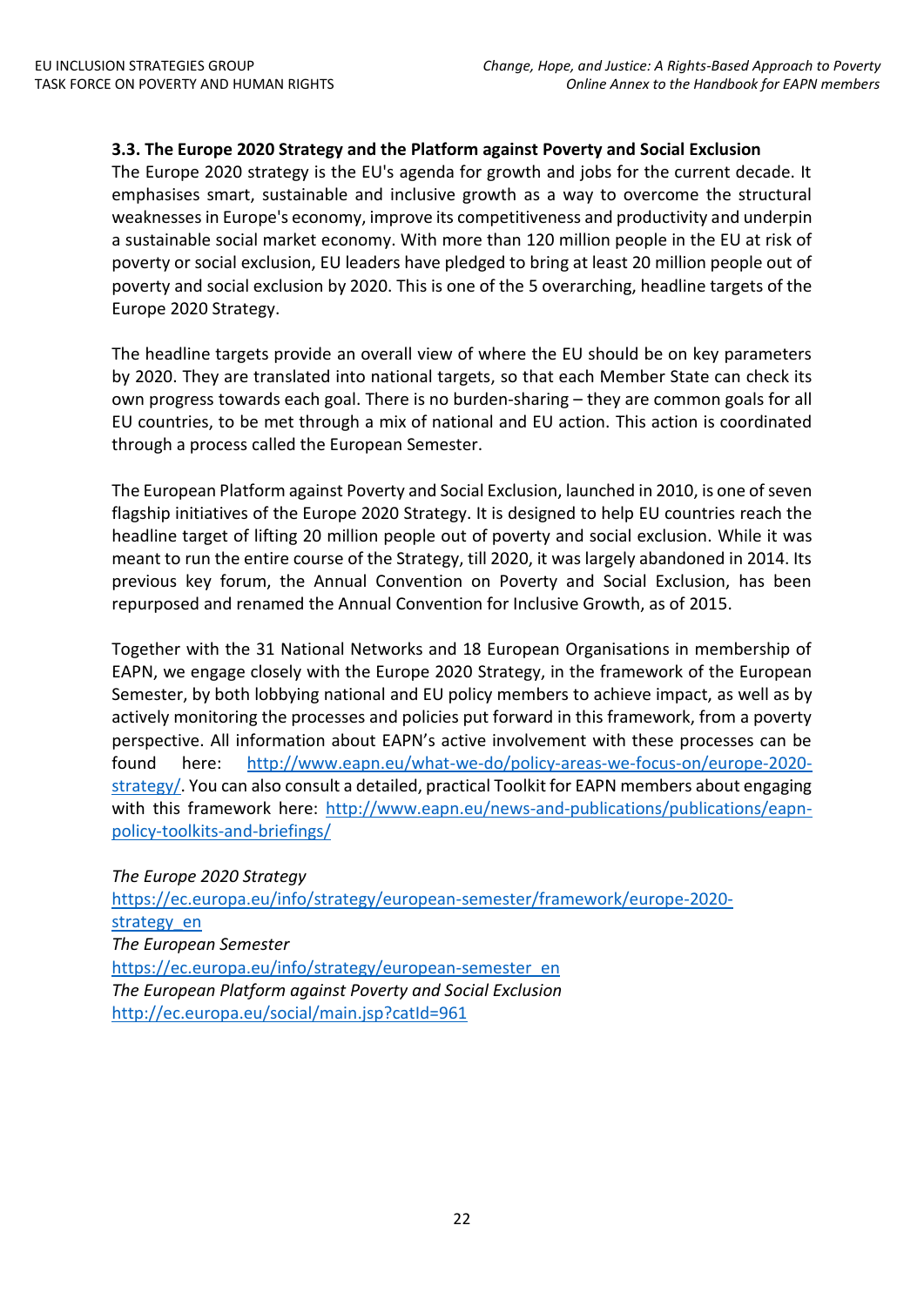### 3.3. The Europe 2020 Strategy and the Platform against Poverty and Social Exclusion

The Europe 2020 strategy is the EU's agenda for growth and jobs for the current decade. It emphasises smart, sustainable and inclusive growth as a way to overcome the structural weaknesses in Europe's economy, improve its competitiveness and productivity and underpin a sustainable social market economy. With more than 120 million people in the EU at risk of poverty or social exclusion, EU leaders have pledged to bring at least 20 million people out of poverty and social exclusion by 2020. This is one of the 5 overarching, headline targets of the Europe 2020 Strategy.

The headline targets provide an overall view of where the EU should be on key parameters by 2020. They are translated into national targets, so that each Member State can check its own progress towards each goal. There is no burden-sharing – they are common goals for all EU countries, to be met through a mix of national and EU action. This action is coordinated through a process called the European Semester.

The European Platform against Poverty and Social Exclusion, launched in 2010, is one of seven flagship initiatives of the Europe 2020 Strategy. It is designed to help EU countries reach the headline target of lifting 20 million people out of poverty and social exclusion. While it was meant to run the entire course of the Strategy, till 2020, it was largely abandoned in 2014. Its previous key forum, the Annual Convention on Poverty and Social Exclusion, has been repurposed and renamed the Annual Convention for Inclusive Growth, as of 2015.

Together with the 31 National Networks and 18 European Organisations in membership of EAPN, we engage closely with the Europe 2020 Strategy, in the framework of the European Semester, by both lobbying national and EU policy members to achieve impact, as well as by actively monitoring the processes and policies put forward in this framework, from a poverty perspective. All information about EAPN's active involvement with these processes can be found here: http://www.eapn.eu/what-we-do/policy-areas-we-focus-on/europe-2020-strategy/. You can also consult a detailed, practical Toolkit for EAPN members about engaging with this framework here: http://www.eapn.eu/news-and-publications/publications/eapn-policy-toolkits-and-briefings/

*The Europe 2020 Strategy*
https://ec.europa.eu/info/strategy/european-semester/framework/europe-2020-strategy_en
*The European Semester*
https://ec.europa.eu/info/strategy/european-semester_en
*The European Platform against Poverty and Social Exclusion*
http://ec.europa.eu/social/main.jsp?catId=961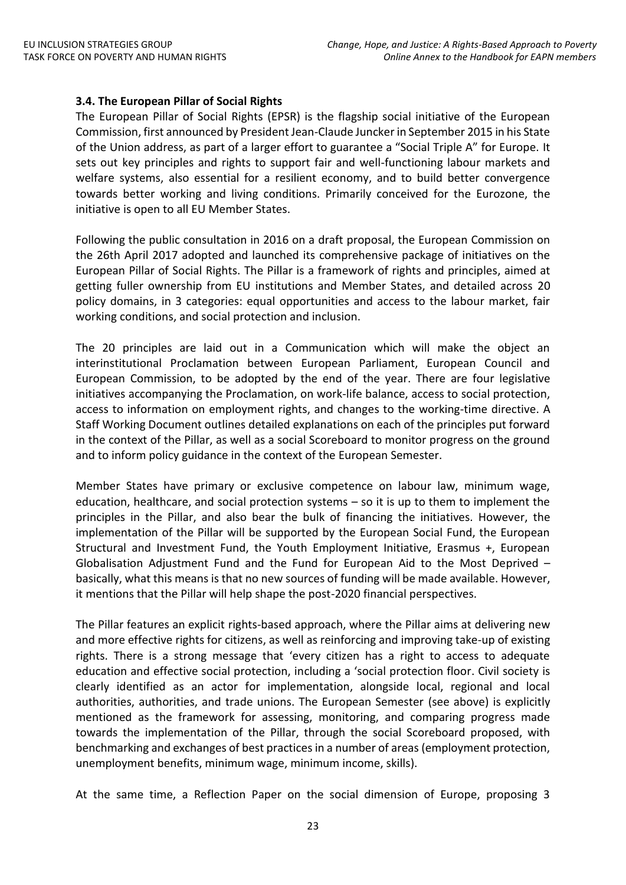### 3.4. The European Pillar of Social Rights

The European Pillar of Social Rights (EPSR) is the flagship social initiative of the European Commission, first announced by President Jean-Claude Juncker in September 2015 in his State of the Union address, as part of a larger effort to guarantee a "Social Triple A" for Europe. It sets out key principles and rights to support fair and well-functioning labour markets and welfare systems, also essential for a resilient economy, and to build better convergence towards better working and living conditions. Primarily conceived for the Eurozone, the initiative is open to all EU Member States.

Following the public consultation in 2016 on a draft proposal, the European Commission on the 26th April 2017 adopted and launched its comprehensive package of initiatives on the European Pillar of Social Rights. The Pillar is a framework of rights and principles, aimed at getting fuller ownership from EU institutions and Member States, and detailed across 20 policy domains, in 3 categories: equal opportunities and access to the labour market, fair working conditions, and social protection and inclusion.

The 20 principles are laid out in a Communication which will make the object an interinstitutional Proclamation between European Parliament, European Council and European Commission, to be adopted by the end of the year. There are four legislative initiatives accompanying the Proclamation, on work-life balance, access to social protection, access to information on employment rights, and changes to the working-time directive. A Staff Working Document outlines detailed explanations on each of the principles put forward in the context of the Pillar, as well as a social Scoreboard to monitor progress on the ground and to inform policy guidance in the context of the European Semester.

Member States have primary or exclusive competence on labour law, minimum wage, education, healthcare, and social protection systems – so it is up to them to implement the principles in the Pillar, and also bear the bulk of financing the initiatives. However, the implementation of the Pillar will be supported by the European Social Fund, the European Structural and Investment Fund, the Youth Employment Initiative, Erasmus +, European Globalisation Adjustment Fund and the Fund for European Aid to the Most Deprived – basically, what this means is that no new sources of funding will be made available. However, it mentions that the Pillar will help shape the post-2020 financial perspectives.

The Pillar features an explicit rights-based approach, where the Pillar aims at delivering new and more effective rights for citizens, as well as reinforcing and improving take-up of existing rights. There is a strong message that 'every citizen has a right to access to adequate education and effective social protection, including a 'social protection floor. Civil society is clearly identified as an actor for implementation, alongside local, regional and local authorities, authorities, and trade unions. The European Semester (see above) is explicitly mentioned as the framework for assessing, monitoring, and comparing progress made towards the implementation of the Pillar, through the social Scoreboard proposed, with benchmarking and exchanges of best practices in a number of areas (employment protection, unemployment benefits, minimum wage, minimum income, skills).

At the same time, a Reflection Paper on the social dimension of Europe, proposing 3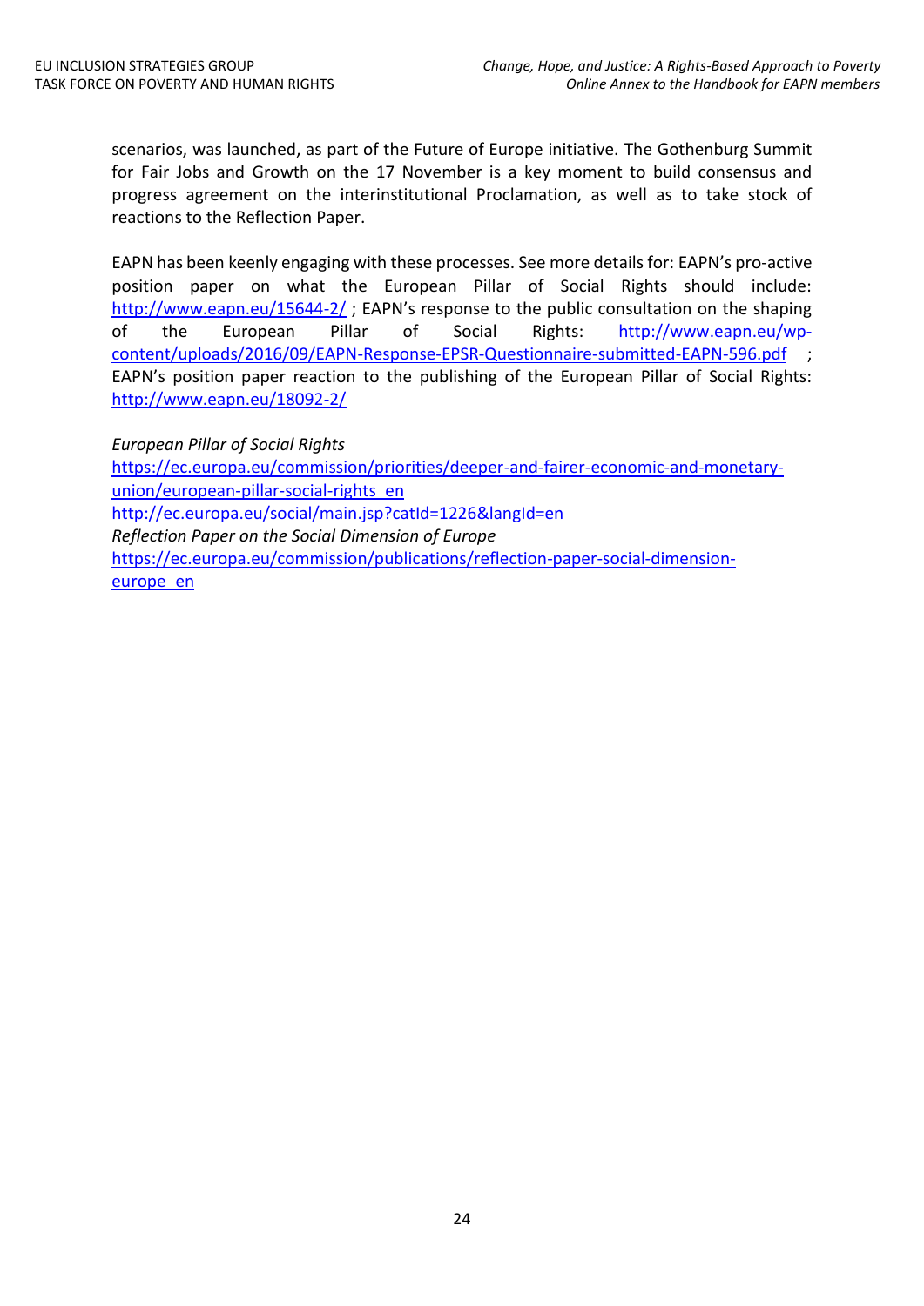scenarios, was launched, as part of the Future of Europe initiative. The Gothenburg Summit for Fair Jobs and Growth on the 17 November is a key moment to build consensus and progress agreement on the interinstitutional Proclamation, as well as to take stock of reactions to the Reflection Paper.

EAPN has been keenly engaging with these processes. See more details for: EAPN's pro-active position paper on what the European Pillar of Social Rights should include: http://www.eapn.eu/15644-2/ ; EAPN's response to the public consultation on the shaping of the European Pillar of Social Rights: http://www.eapn.eu/wp-content/uploads/2016/09/EAPN-Response-EPSR-Questionnaire-submitted-EAPN-596.pdf ; EAPN's position paper reaction to the publishing of the European Pillar of Social Rights: http://www.eapn.eu/18092-2/

*European Pillar of Social Rights*
https://ec.europa.eu/commission/priorities/deeper-and-fairer-economic-and-monetary-union/european-pillar-social-rights_en
http://ec.europa.eu/social/main.jsp?catId=1226&langId=en
*Reflection Paper on the Social Dimension of Europe*
https://ec.europa.eu/commission/publications/reflection-paper-social-dimension-europe_en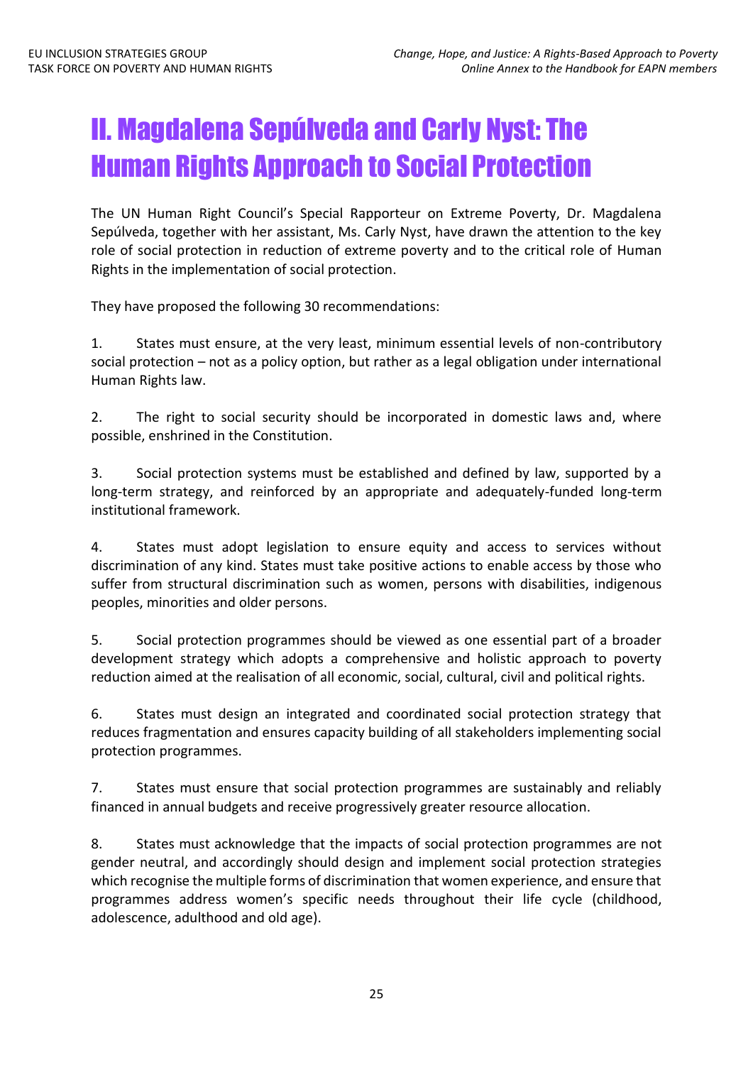# II. Magdalena Sepúlveda and Carly Nyst: The Human Rights Approach to Social Protection

The UN Human Right Council's Special Rapporteur on Extreme Poverty, Dr. Magdalena Sepúlveda, together with her assistant, Ms. Carly Nyst, have drawn the attention to the key role of social protection in reduction of extreme poverty and to the critical role of Human Rights in the implementation of social protection.

They have proposed the following 30 recommendations:

1. States must ensure, at the very least, minimum essential levels of non-contributory social protection – not as a policy option, but rather as a legal obligation under international Human Rights law.

2. The right to social security should be incorporated in domestic laws and, where possible, enshrined in the Constitution.

3. Social protection systems must be established and defined by law, supported by a long-term strategy, and reinforced by an appropriate and adequately-funded long-term institutional framework.

4. States must adopt legislation to ensure equity and access to services without discrimination of any kind. States must take positive actions to enable access by those who suffer from structural discrimination such as women, persons with disabilities, indigenous peoples, minorities and older persons.

5. Social protection programmes should be viewed as one essential part of a broader development strategy which adopts a comprehensive and holistic approach to poverty reduction aimed at the realisation of all economic, social, cultural, civil and political rights.

6. States must design an integrated and coordinated social protection strategy that reduces fragmentation and ensures capacity building of all stakeholders implementing social protection programmes.

7. States must ensure that social protection programmes are sustainably and reliably financed in annual budgets and receive progressively greater resource allocation.

8. States must acknowledge that the impacts of social protection programmes are not gender neutral, and accordingly should design and implement social protection strategies which recognise the multiple forms of discrimination that women experience, and ensure that programmes address women's specific needs throughout their life cycle (childhood, adolescence, adulthood and old age).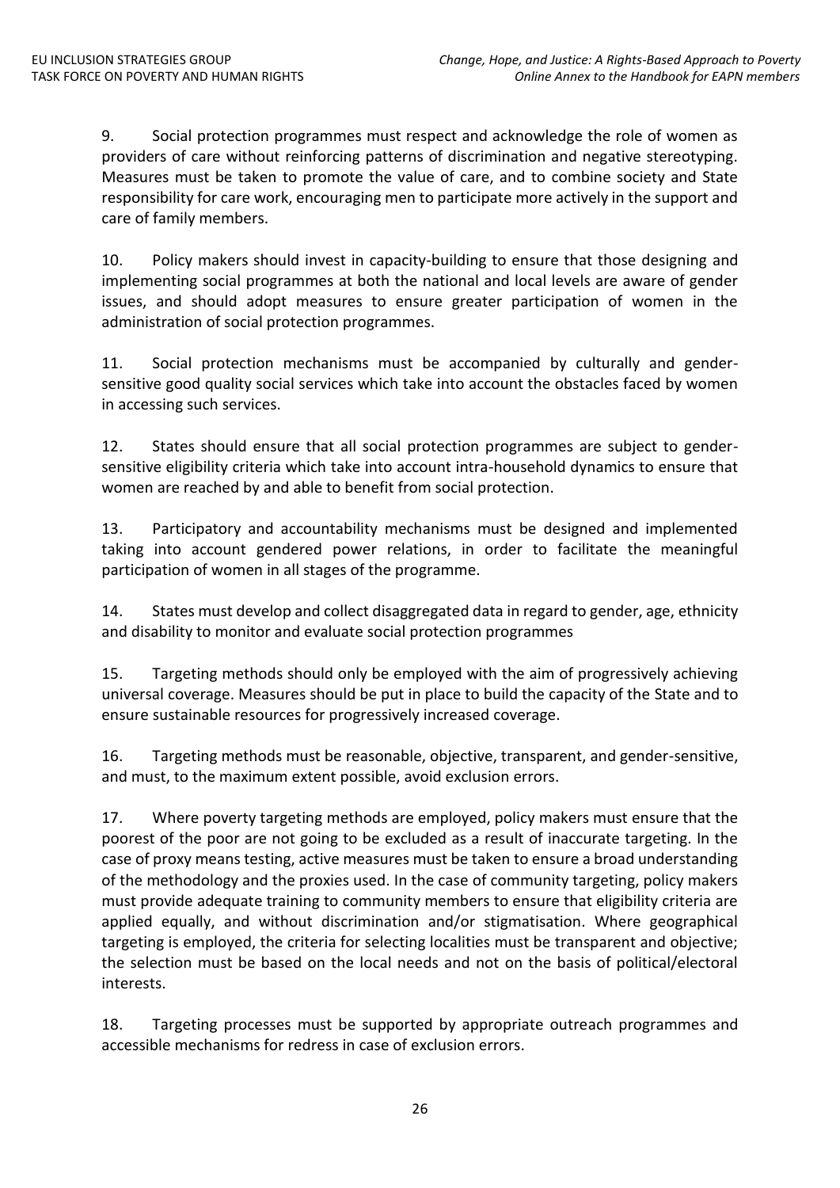9. Social protection programmes must respect and acknowledge the role of women as providers of care without reinforcing patterns of discrimination and negative stereotyping. Measures must be taken to promote the value of care, and to combine society and State responsibility for care work, encouraging men to participate more actively in the support and care of family members.

10. Policy makers should invest in capacity-building to ensure that those designing and implementing social programmes at both the national and local levels are aware of gender issues, and should adopt measures to ensure greater participation of women in the administration of social protection programmes.

11. Social protection mechanisms must be accompanied by culturally and gender-sensitive good quality social services which take into account the obstacles faced by women in accessing such services.

12. States should ensure that all social protection programmes are subject to gender-sensitive eligibility criteria which take into account intra-household dynamics to ensure that women are reached by and able to benefit from social protection.

13. Participatory and accountability mechanisms must be designed and implemented taking into account gendered power relations, in order to facilitate the meaningful participation of women in all stages of the programme.

14. States must develop and collect disaggregated data in regard to gender, age, ethnicity and disability to monitor and evaluate social protection programmes

15. Targeting methods should only be employed with the aim of progressively achieving universal coverage. Measures should be put in place to build the capacity of the State and to ensure sustainable resources for progressively increased coverage.

16. Targeting methods must be reasonable, objective, transparent, and gender-sensitive, and must, to the maximum extent possible, avoid exclusion errors.

17. Where poverty targeting methods are employed, policy makers must ensure that the poorest of the poor are not going to be excluded as a result of inaccurate targeting. In the case of proxy means testing, active measures must be taken to ensure a broad understanding of the methodology and the proxies used. In the case of community targeting, policy makers must provide adequate training to community members to ensure that eligibility criteria are applied equally, and without discrimination and/or stigmatisation. Where geographical targeting is employed, the criteria for selecting localities must be transparent and objective; the selection must be based on the local needs and not on the basis of political/electoral interests.

18. Targeting processes must be supported by appropriate outreach programmes and accessible mechanisms for redress in case of exclusion errors.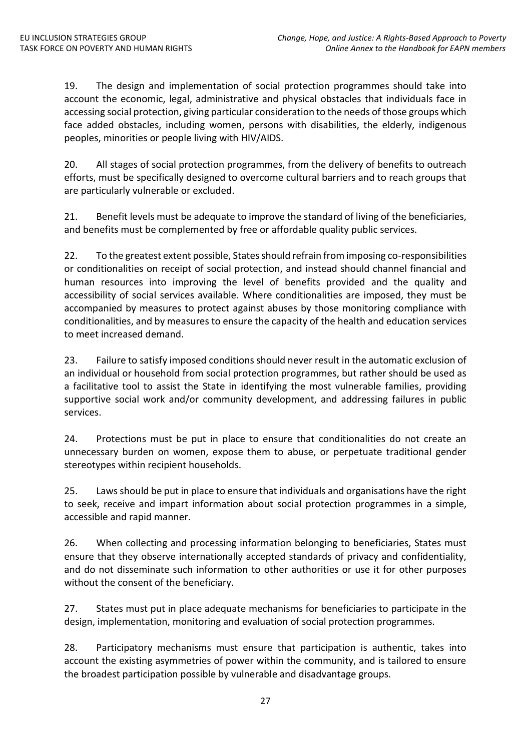19. The design and implementation of social protection programmes should take into account the economic, legal, administrative and physical obstacles that individuals face in accessing social protection, giving particular consideration to the needs of those groups which face added obstacles, including women, persons with disabilities, the elderly, indigenous peoples, minorities or people living with HIV/AIDS.

20. All stages of social protection programmes, from the delivery of benefits to outreach efforts, must be specifically designed to overcome cultural barriers and to reach groups that are particularly vulnerable or excluded.

21. Benefit levels must be adequate to improve the standard of living of the beneficiaries, and benefits must be complemented by free or affordable quality public services.

22. To the greatest extent possible, States should refrain from imposing co-responsibilities or conditionalities on receipt of social protection, and instead should channel financial and human resources into improving the level of benefits provided and the quality and accessibility of social services available. Where conditionalities are imposed, they must be accompanied by measures to protect against abuses by those monitoring compliance with conditionalities, and by measures to ensure the capacity of the health and education services to meet increased demand.

23. Failure to satisfy imposed conditions should never result in the automatic exclusion of an individual or household from social protection programmes, but rather should be used as a facilitative tool to assist the State in identifying the most vulnerable families, providing supportive social work and/or community development, and addressing failures in public services.

24. Protections must be put in place to ensure that conditionalities do not create an unnecessary burden on women, expose them to abuse, or perpetuate traditional gender stereotypes within recipient households.

25. Laws should be put in place to ensure that individuals and organisations have the right to seek, receive and impart information about social protection programmes in a simple, accessible and rapid manner.

26. When collecting and processing information belonging to beneficiaries, States must ensure that they observe internationally accepted standards of privacy and confidentiality, and do not disseminate such information to other authorities or use it for other purposes without the consent of the beneficiary.

27. States must put in place adequate mechanisms for beneficiaries to participate in the design, implementation, monitoring and evaluation of social protection programmes.

28. Participatory mechanisms must ensure that participation is authentic, takes into account the existing asymmetries of power within the community, and is tailored to ensure the broadest participation possible by vulnerable and disadvantage groups.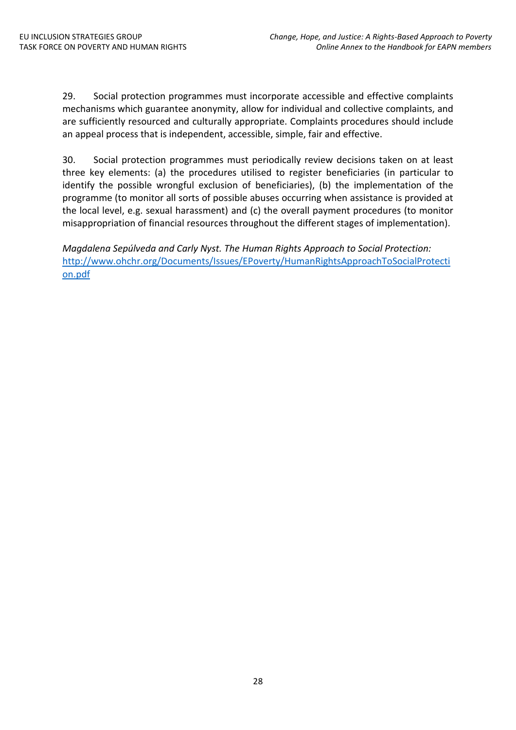29. Social protection programmes must incorporate accessible and effective complaints mechanisms which guarantee anonymity, allow for individual and collective complaints, and are sufficiently resourced and culturally appropriate. Complaints procedures should include an appeal process that is independent, accessible, simple, fair and effective.

30. Social protection programmes must periodically review decisions taken on at least three key elements: (a) the procedures utilised to register beneficiaries (in particular to identify the possible wrongful exclusion of beneficiaries), (b) the implementation of the programme (to monitor all sorts of possible abuses occurring when assistance is provided at the local level, e.g. sexual harassment) and (c) the overall payment procedures (to monitor misappropriation of financial resources throughout the different stages of implementation).

*Magdalena Sepúlveda and Carly Nyst. The Human Rights Approach to Social Protection:*
[http://www.ohchr.org/Documents/Issues/EPoverty/HumanRightsApproachToSocialProtection.pdf](http://www.ohchr.org/Documents/Issues/EPoverty/HumanRightsApproachToSocialProtection.pdf)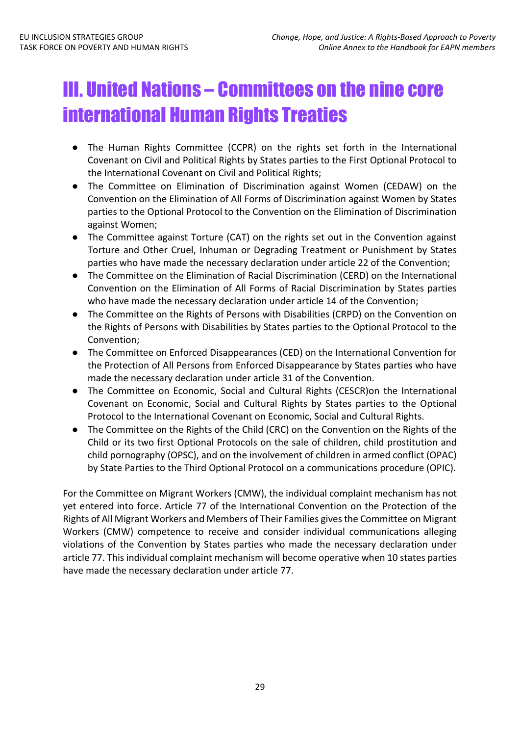# III. United Nations – Committees on the nine core international Human Rights Treaties

- The Human Rights Committee (CCPR) on the rights set forth in the International Covenant on Civil and Political Rights by States parties to the First Optional Protocol to the International Covenant on Civil and Political Rights;
- The Committee on Elimination of Discrimination against Women (CEDAW) on the Convention on the Elimination of All Forms of Discrimination against Women by States parties to the Optional Protocol to the Convention on the Elimination of Discrimination against Women;
- The Committee against Torture (CAT) on the rights set out in the Convention against Torture and Other Cruel, Inhuman or Degrading Treatment or Punishment by States parties who have made the necessary declaration under article 22 of the Convention;
- The Committee on the Elimination of Racial Discrimination (CERD) on the International Convention on the Elimination of All Forms of Racial Discrimination by States parties who have made the necessary declaration under article 14 of the Convention;
- The Committee on the Rights of Persons with Disabilities (CRPD) on the Convention on the Rights of Persons with Disabilities by States parties to the Optional Protocol to the Convention;
- The Committee on Enforced Disappearances (CED) on the International Convention for the Protection of All Persons from Enforced Disappearance by States parties who have made the necessary declaration under article 31 of the Convention.
- The Committee on Economic, Social and Cultural Rights (CESCR)on the International Covenant on Economic, Social and Cultural Rights by States parties to the Optional Protocol to the International Covenant on Economic, Social and Cultural Rights.
- The Committee on the Rights of the Child (CRC) on the Convention on the Rights of the Child or its two first Optional Protocols on the sale of children, child prostitution and child pornography (OPSC), and on the involvement of children in armed conflict (OPAC) by State Parties to the Third Optional Protocol on a communications procedure (OPIC).

For the Committee on Migrant Workers (CMW), the individual complaint mechanism has not yet entered into force. Article 77 of the International Convention on the Protection of the Rights of All Migrant Workers and Members of Their Families gives the Committee on Migrant Workers (CMW) competence to receive and consider individual communications alleging violations of the Convention by States parties who made the necessary declaration under article 77. This individual complaint mechanism will become operative when 10 states parties have made the necessary declaration under article 77.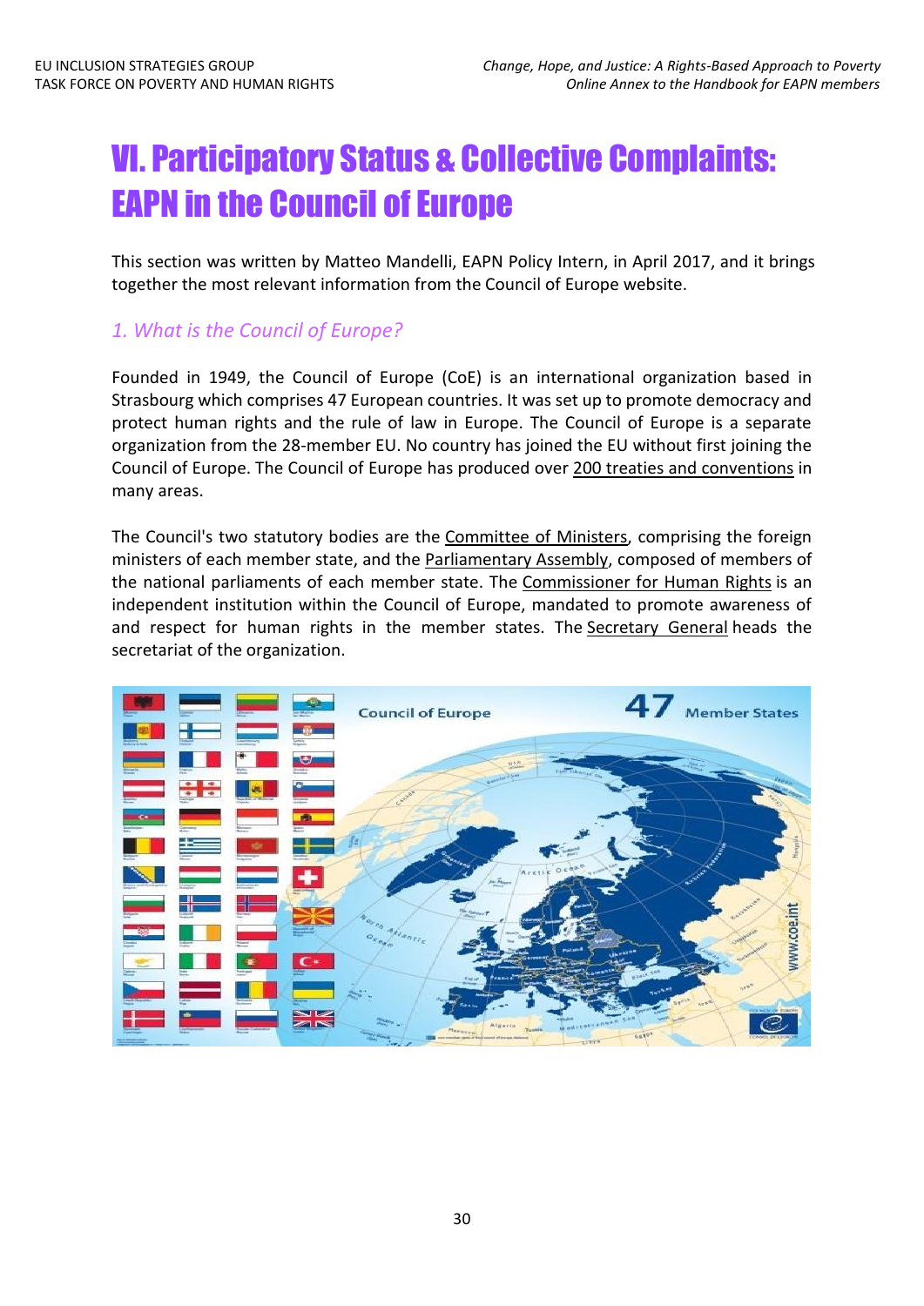# VI. Participatory Status & Collective Complaints: EAPN in the Council of Europe

This section was written by Matteo Mandelli, EAPN Policy Intern, in April 2017, and it brings together the most relevant information from the Council of Europe website.

## *1. What is the Council of Europe?*

Founded in 1949, the Council of Europe (CoE) is an international organization based in Strasbourg which comprises 47 European countries. It was set up to promote democracy and protect human rights and the rule of law in Europe. The Council of Europe is a separate organization from the 28-member EU. No country has joined the EU without first joining the Council of Europe. The Council of Europe has produced over 200 treaties and conventions in many areas.

The Council's two statutory bodies are the Committee of Ministers, comprising the foreign ministers of each member state, and the Parliamentary Assembly, composed of members of the national parliaments of each member state. The Commissioner for Human Rights is an independent institution within the Council of Europe, mandated to promote awareness of and respect for human rights in the member states. The Secretary General heads the secretariat of the organization.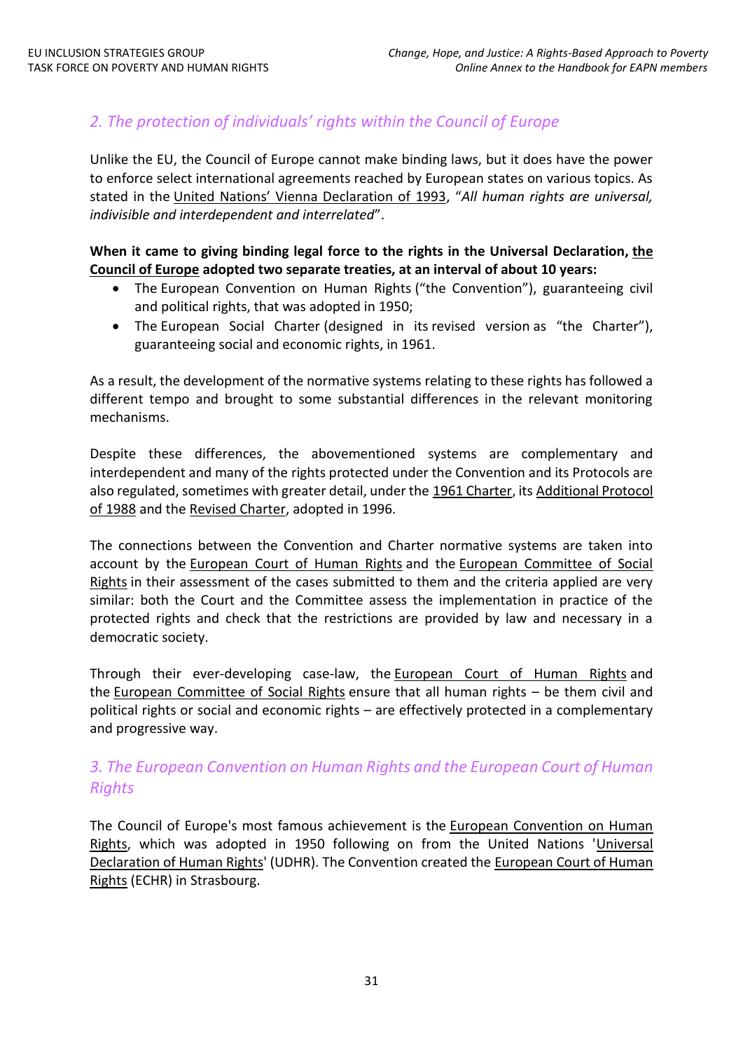## *2. The protection of individuals' rights within the Council of Europe*

Unlike the EU, the Council of Europe cannot make binding laws, but it does have the power to enforce select international agreements reached by European states on various topics. As stated in the United Nations' Vienna Declaration of 1993, "*All human rights are universal, indivisible and interdependent and interrelated*".

**When it came to giving binding legal force to the rights in the Universal Declaration, the Council of Europe adopted two separate treaties, at an interval of about 10 years:**

- The European Convention on Human Rights ("the Convention"), guaranteeing civil and political rights, that was adopted in 1950;
- The European Social Charter (designed in its revised version as "the Charter"), guaranteeing social and economic rights, in 1961.

As a result, the development of the normative systems relating to these rights has followed a different tempo and brought to some substantial differences in the relevant monitoring mechanisms.

Despite these differences, the abovementioned systems are complementary and interdependent and many of the rights protected under the Convention and its Protocols are also regulated, sometimes with greater detail, under the 1961 Charter, its Additional Protocol of 1988 and the Revised Charter, adopted in 1996.

The connections between the Convention and Charter normative systems are taken into account by the European Court of Human Rights and the European Committee of Social Rights in their assessment of the cases submitted to them and the criteria applied are very similar: both the Court and the Committee assess the implementation in practice of the protected rights and check that the restrictions are provided by law and necessary in a democratic society.

Through their ever-developing case-law, the European Court of Human Rights and the European Committee of Social Rights ensure that all human rights – be them civil and political rights or social and economic rights – are effectively protected in a complementary and progressive way.

## *3. The European Convention on Human Rights and the European Court of Human Rights*

The Council of Europe's most famous achievement is the European Convention on Human Rights, which was adopted in 1950 following on from the United Nations 'Universal Declaration of Human Rights' (UDHR). The Convention created the European Court of Human Rights (ECHR) in Strasbourg.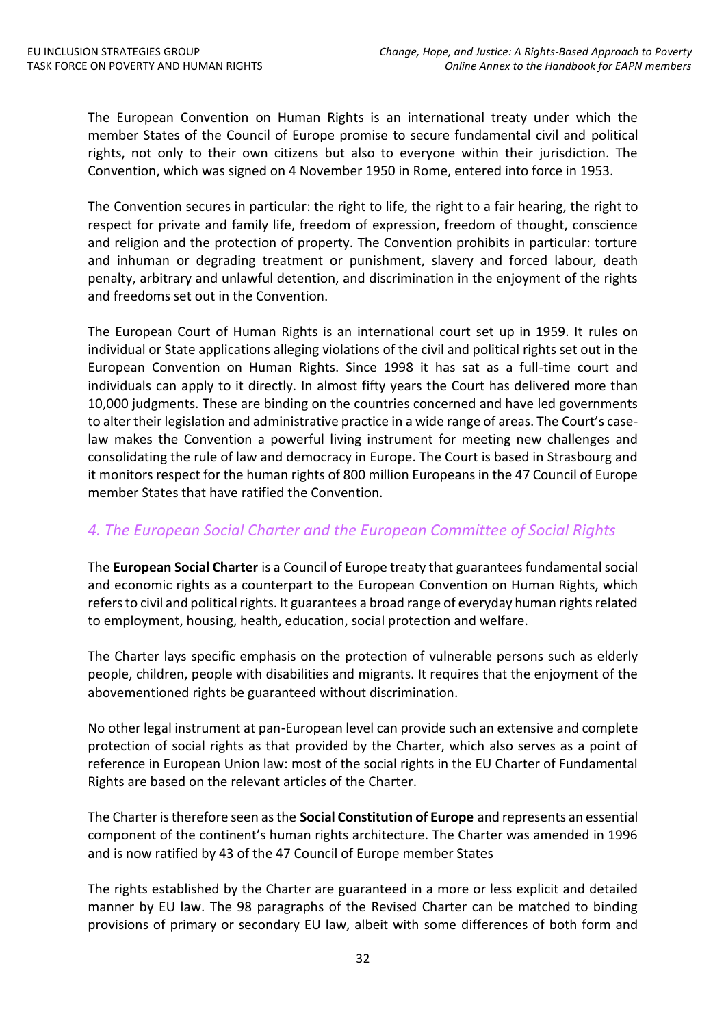The European Convention on Human Rights is an international treaty under which the member States of the Council of Europe promise to secure fundamental civil and political rights, not only to their own citizens but also to everyone within their jurisdiction. The Convention, which was signed on 4 November 1950 in Rome, entered into force in 1953.

The Convention secures in particular: the right to life, the right to a fair hearing, the right to respect for private and family life, freedom of expression, freedom of thought, conscience and religion and the protection of property. The Convention prohibits in particular: torture and inhuman or degrading treatment or punishment, slavery and forced labour, death penalty, arbitrary and unlawful detention, and discrimination in the enjoyment of the rights and freedoms set out in the Convention.

The European Court of Human Rights is an international court set up in 1959. It rules on individual or State applications alleging violations of the civil and political rights set out in the European Convention on Human Rights. Since 1998 it has sat as a full-time court and individuals can apply to it directly. In almost fifty years the Court has delivered more than 10,000 judgments. These are binding on the countries concerned and have led governments to alter their legislation and administrative practice in a wide range of areas. The Court's case-law makes the Convention a powerful living instrument for meeting new challenges and consolidating the rule of law and democracy in Europe. The Court is based in Strasbourg and it monitors respect for the human rights of 800 million Europeans in the 47 Council of Europe member States that have ratified the Convention.

## *4. The European Social Charter and the European Committee of Social Rights*

The **European Social Charter** is a Council of Europe treaty that guarantees fundamental social and economic rights as a counterpart to the European Convention on Human Rights, which refers to civil and political rights. It guarantees a broad range of everyday human rights related to employment, housing, health, education, social protection and welfare.

The Charter lays specific emphasis on the protection of vulnerable persons such as elderly people, children, people with disabilities and migrants. It requires that the enjoyment of the abovementioned rights be guaranteed without discrimination.

No other legal instrument at pan-European level can provide such an extensive and complete protection of social rights as that provided by the Charter, which also serves as a point of reference in European Union law: most of the social rights in the EU Charter of Fundamental Rights are based on the relevant articles of the Charter.

The Charter is therefore seen as the **Social Constitution of Europe** and represents an essential component of the continent's human rights architecture. The Charter was amended in 1996 and is now ratified by 43 of the 47 Council of Europe member States

The rights established by the Charter are guaranteed in a more or less explicit and detailed manner by EU law. The 98 paragraphs of the Revised Charter can be matched to binding provisions of primary or secondary EU law, albeit with some differences of both form and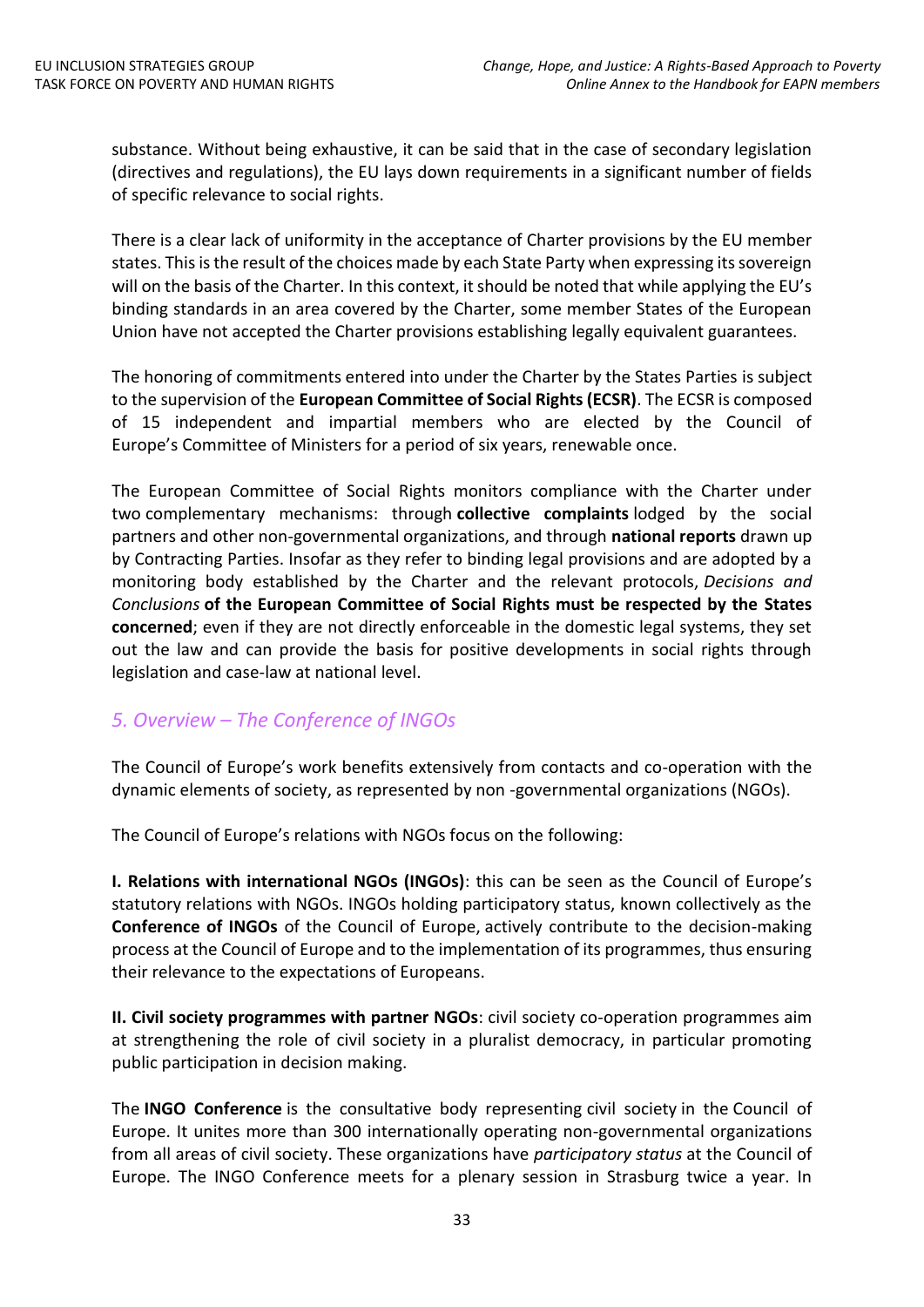substance. Without being exhaustive, it can be said that in the case of secondary legislation (directives and regulations), the EU lays down requirements in a significant number of fields of specific relevance to social rights.

There is a clear lack of uniformity in the acceptance of Charter provisions by the EU member states. This is the result of the choices made by each State Party when expressing its sovereign will on the basis of the Charter. In this context, it should be noted that while applying the EU's binding standards in an area covered by the Charter, some member States of the European Union have not accepted the Charter provisions establishing legally equivalent guarantees.

The honoring of commitments entered into under the Charter by the States Parties is subject to the supervision of the **European Committee of Social Rights (ECSR)**. The ECSR is composed of 15 independent and impartial members who are elected by the Council of Europe's Committee of Ministers for a period of six years, renewable once.

The European Committee of Social Rights monitors compliance with the Charter under two complementary mechanisms: through **collective complaints** lodged by the social partners and other non-governmental organizations, and through **national reports** drawn up by Contracting Parties. Insofar as they refer to binding legal provisions and are adopted by a monitoring body established by the Charter and the relevant protocols, *Decisions and Conclusions* **of the European Committee of Social Rights must be respected by the States concerned**; even if they are not directly enforceable in the domestic legal systems, they set out the law and can provide the basis for positive developments in social rights through legislation and case-law at national level.

## *5. Overview – The Conference of INGOs*

The Council of Europe's work benefits extensively from contacts and co-operation with the dynamic elements of society, as represented by non -governmental organizations (NGOs).

The Council of Europe's relations with NGOs focus on the following:

**I. Relations with international NGOs (INGOs)**: this can be seen as the Council of Europe's statutory relations with NGOs. INGOs holding participatory status, known collectively as the **Conference of INGOs** of the Council of Europe, actively contribute to the decision-making process at the Council of Europe and to the implementation of its programmes, thus ensuring their relevance to the expectations of Europeans.

**II. Civil society programmes with partner NGOs**: civil society co-operation programmes aim at strengthening the role of civil society in a pluralist democracy, in particular promoting public participation in decision making.

The **INGO Conference** is the consultative body representing civil society in the Council of Europe. It unites more than 300 internationally operating non-governmental organizations from all areas of civil society. These organizations have *participatory status* at the Council of Europe. The INGO Conference meets for a plenary session in Strasburg twice a year. In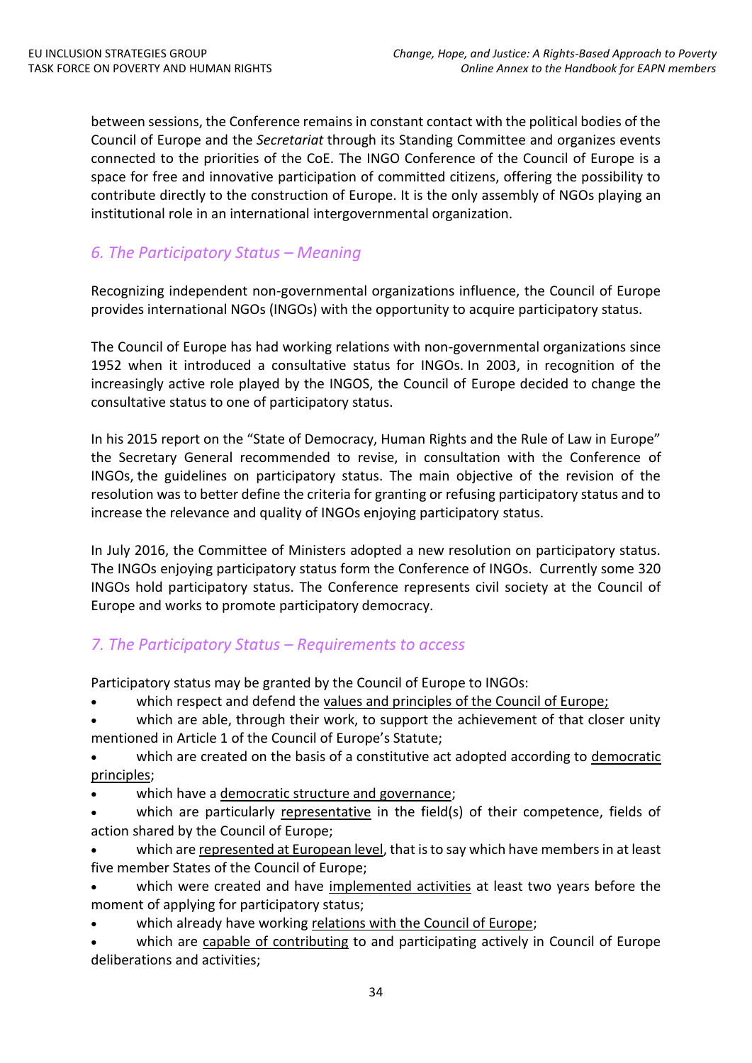between sessions, the Conference remains in constant contact with the political bodies of the Council of Europe and the *Secretariat* through its Standing Committee and organizes events connected to the priorities of the CoE. The INGO Conference of the Council of Europe is a space for free and innovative participation of committed citizens, offering the possibility to contribute directly to the construction of Europe. It is the only assembly of NGOs playing an institutional role in an international intergovernmental organization.

## *6. The Participatory Status – Meaning*

Recognizing independent non-governmental organizations influence, the Council of Europe provides international NGOs (INGOs) with the opportunity to acquire participatory status.

The Council of Europe has had working relations with non-governmental organizations since 1952 when it introduced a consultative status for INGOs. In 2003, in recognition of the increasingly active role played by the INGOS, the Council of Europe decided to change the consultative status to one of participatory status.

In his 2015 report on the "State of Democracy, Human Rights and the Rule of Law in Europe" the Secretary General recommended to revise, in consultation with the Conference of INGOs, the guidelines on participatory status. The main objective of the revision of the resolution was to better define the criteria for granting or refusing participatory status and to increase the relevance and quality of INGOs enjoying participatory status.

In July 2016, the Committee of Ministers adopted a new resolution on participatory status. The INGOs enjoying participatory status form the Conference of INGOs. Currently some 320 INGOs hold participatory status. The Conference represents civil society at the Council of Europe and works to promote participatory democracy.

## *7. The Participatory Status – Requirements to access*

Participatory status may be granted by the Council of Europe to INGOs:

- which respect and defend the values and principles of the Council of Europe;
- which are able, through their work, to support the achievement of that closer unity mentioned in Article 1 of the Council of Europe's Statute;
- which are created on the basis of a constitutive act adopted according to democratic principles;
- which have a democratic structure and governance;
- which are particularly representative in the field(s) of their competence, fields of action shared by the Council of Europe;
- which are represented at European level, that is to say which have members in at least five member States of the Council of Europe;
- which were created and have implemented activities at least two years before the moment of applying for participatory status;
- which already have working relations with the Council of Europe;
- which are capable of contributing to and participating actively in Council of Europe deliberations and activities;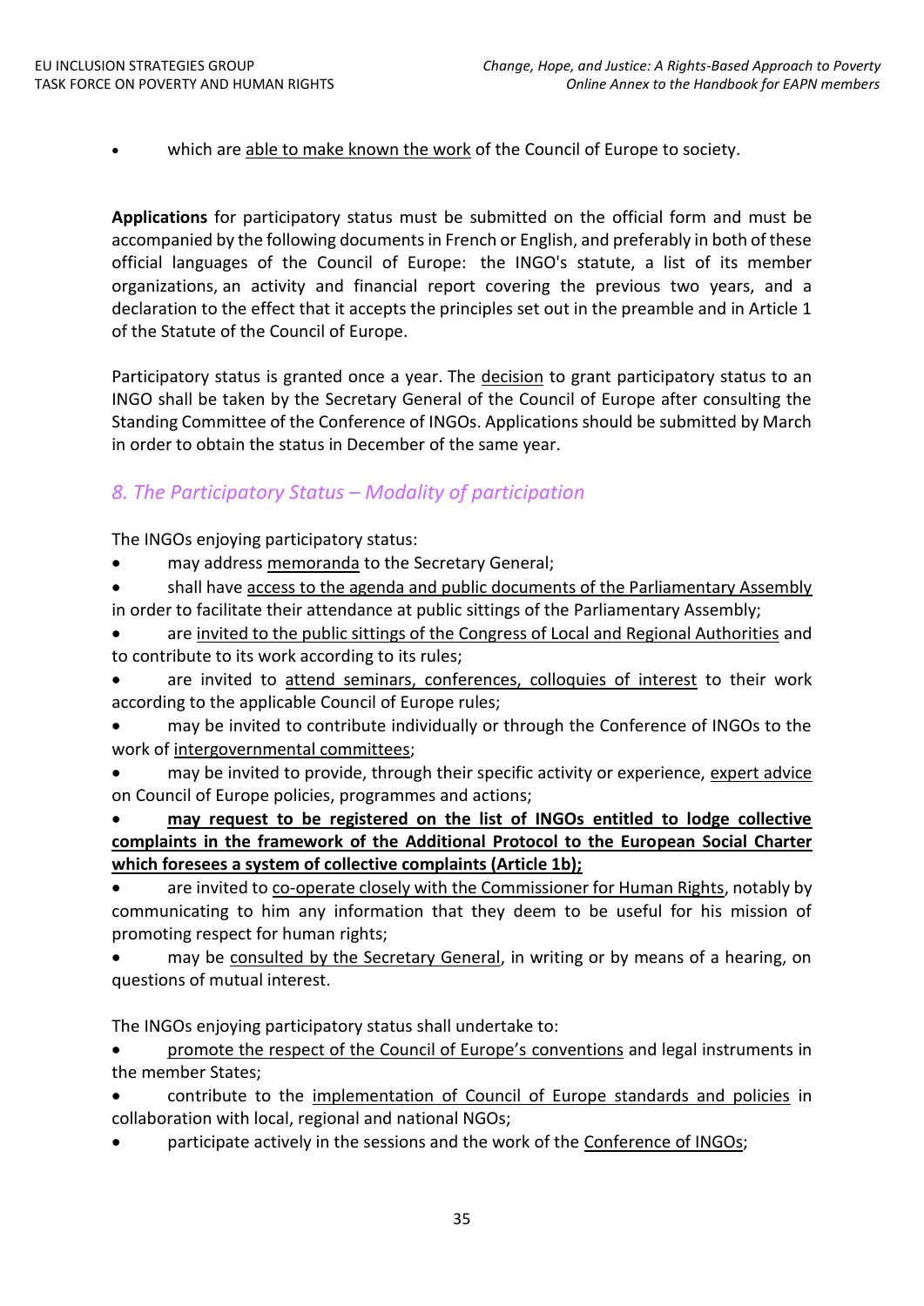- which are able to make known the work of the Council of Europe to society.

**Applications** for participatory status must be submitted on the official form and must be accompanied by the following documents in French or English, and preferably in both of these official languages of the Council of Europe: the INGO's statute, a list of its member organizations, an activity and financial report covering the previous two years, and a declaration to the effect that it accepts the principles set out in the preamble and in Article 1 of the Statute of the Council of Europe.

Participatory status is granted once a year. The decision to grant participatory status to an INGO shall be taken by the Secretary General of the Council of Europe after consulting the Standing Committee of the Conference of INGOs. Applications should be submitted by March in order to obtain the status in December of the same year.

## *8. The Participatory Status – Modality of participation*

The INGOs enjoying participatory status:

- may address memoranda to the Secretary General;
- shall have access to the agenda and public documents of the Parliamentary Assembly in order to facilitate their attendance at public sittings of the Parliamentary Assembly;
- are invited to the public sittings of the Congress of Local and Regional Authorities and to contribute to its work according to its rules;
- are invited to attend seminars, conferences, colloquies of interest to their work according to the applicable Council of Europe rules;
- may be invited to contribute individually or through the Conference of INGOs to the work of intergovernmental committees;
- may be invited to provide, through their specific activity or experience, expert advice on Council of Europe policies, programmes and actions;
- **may request to be registered on the list of INGOs entitled to lodge collective complaints in the framework of the Additional Protocol to the European Social Charter which foresees a system of collective complaints (Article 1b);**
- are invited to co-operate closely with the Commissioner for Human Rights, notably by communicating to him any information that they deem to be useful for his mission of promoting respect for human rights;
- may be consulted by the Secretary General, in writing or by means of a hearing, on questions of mutual interest.

The INGOs enjoying participatory status shall undertake to:

- promote the respect of the Council of Europe's conventions and legal instruments in the member States;
- contribute to the implementation of Council of Europe standards and policies in collaboration with local, regional and national NGOs;
- participate actively in the sessions and the work of the Conference of INGOs;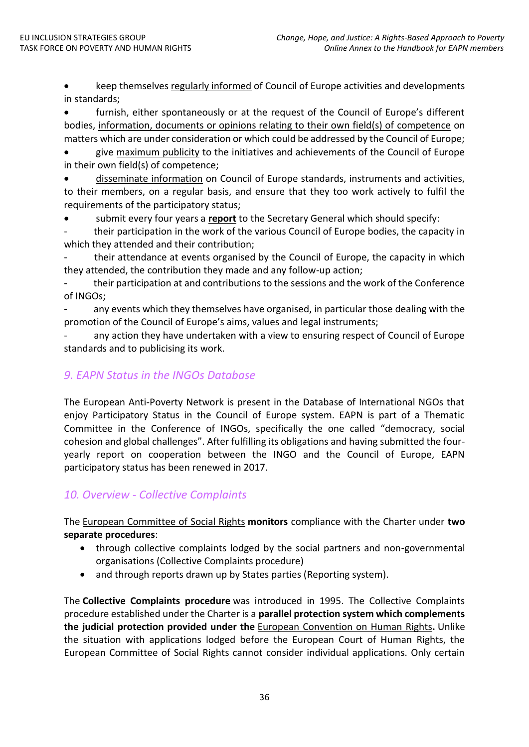- keep themselves regularly informed of Council of Europe activities and developments in standards;
- furnish, either spontaneously or at the request of the Council of Europe's different bodies, information, documents or opinions relating to their own field(s) of competence on matters which are under consideration or which could be addressed by the Council of Europe;
- give maximum publicity to the initiatives and achievements of the Council of Europe in their own field(s) of competence;
- disseminate information on Council of Europe standards, instruments and activities, to their members, on a regular basis, and ensure that they too work actively to fulfil the requirements of the participatory status;
- submit every four years a **report** to the Secretary General which should specify:
  - their participation in the work of the various Council of Europe bodies, the capacity in which they attended and their contribution;
  - their attendance at events organised by the Council of Europe, the capacity in which they attended, the contribution they made and any follow-up action;
  - their participation at and contributions to the sessions and the work of the Conference of INGOs;
  - any events which they themselves have organised, in particular those dealing with the promotion of the Council of Europe's aims, values and legal instruments;
  - any action they have undertaken with a view to ensuring respect of Council of Europe standards and to publicising its work.

## *9. EAPN Status in the INGOs Database*

The European Anti-Poverty Network is present in the Database of International NGOs that enjoy Participatory Status in the Council of Europe system. EAPN is part of a Thematic Committee in the Conference of INGOs, specifically the one called "democracy, social cohesion and global challenges". After fulfilling its obligations and having submitted the four-yearly report on cooperation between the INGO and the Council of Europe, EAPN participatory status has been renewed in 2017.

## *10. Overview - Collective Complaints*

The European Committee of Social Rights **monitors** compliance with the Charter under **two separate procedures**:

- through collective complaints lodged by the social partners and non-governmental organisations (Collective Complaints procedure)
- and through reports drawn up by States parties (Reporting system).

The **Collective Complaints procedure** was introduced in 1995. The Collective Complaints procedure established under the Charter is a **parallel protection system which complements the judicial protection provided under the** European Convention on Human Rights**.** Unlike the situation with applications lodged before the European Court of Human Rights, the European Committee of Social Rights cannot consider individual applications. Only certain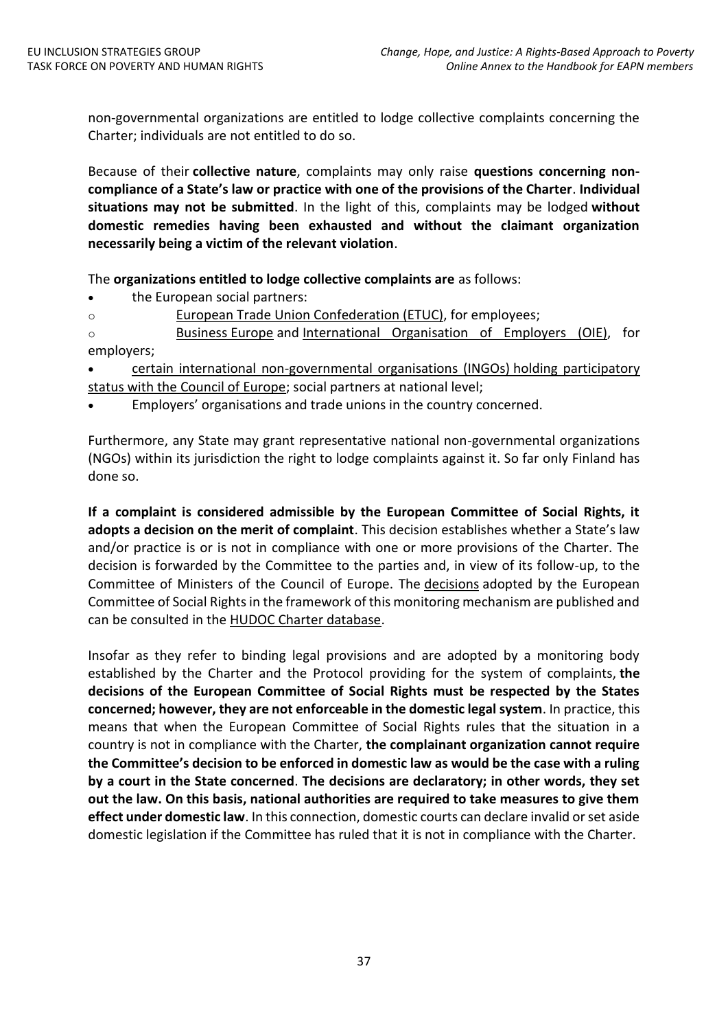non-governmental organizations are entitled to lodge collective complaints concerning the Charter; individuals are not entitled to do so.

Because of their **collective nature**, complaints may only raise **questions concerning non-compliance of a State's law or practice with one of the provisions of the Charter**. **Individual situations may not be submitted**. In the light of this, complaints may be lodged **without domestic remedies having been exhausted and without the claimant organization necessarily being a victim of the relevant violation**.

The **organizations entitled to lodge collective complaints are** as follows:

- the European social partners:
  - European Trade Union Confederation (ETUC), for employees;
  - Business Europe and International Organisation of Employers (OIE), for employers;
- certain international non-governmental organisations (INGOs) holding participatory status with the Council of Europe; social partners at national level;
- Employers' organisations and trade unions in the country concerned.

Furthermore, any State may grant representative national non-governmental organizations (NGOs) within its jurisdiction the right to lodge complaints against it. So far only Finland has done so.

**If a complaint is considered admissible by the European Committee of Social Rights, it adopts a decision on the merit of complaint**. This decision establishes whether a State's law and/or practice is or is not in compliance with one or more provisions of the Charter. The decision is forwarded by the Committee to the parties and, in view of its follow-up, to the Committee of Ministers of the Council of Europe. The decisions adopted by the European Committee of Social Rights in the framework of this monitoring mechanism are published and can be consulted in the HUDOC Charter database.

Insofar as they refer to binding legal provisions and are adopted by a monitoring body established by the Charter and the Protocol providing for the system of complaints, **the decisions of the European Committee of Social Rights must be respected by the States concerned; however, they are not enforceable in the domestic legal system**. In practice, this means that when the European Committee of Social Rights rules that the situation in a country is not in compliance with the Charter, **the complainant organization cannot require the Committee's decision to be enforced in domestic law as would be the case with a ruling by a court in the State concerned**. **The decisions are declaratory; in other words, they set out the law. On this basis, national authorities are required to take measures to give them effect under domestic law**. In this connection, domestic courts can declare invalid or set aside domestic legislation if the Committee has ruled that it is not in compliance with the Charter.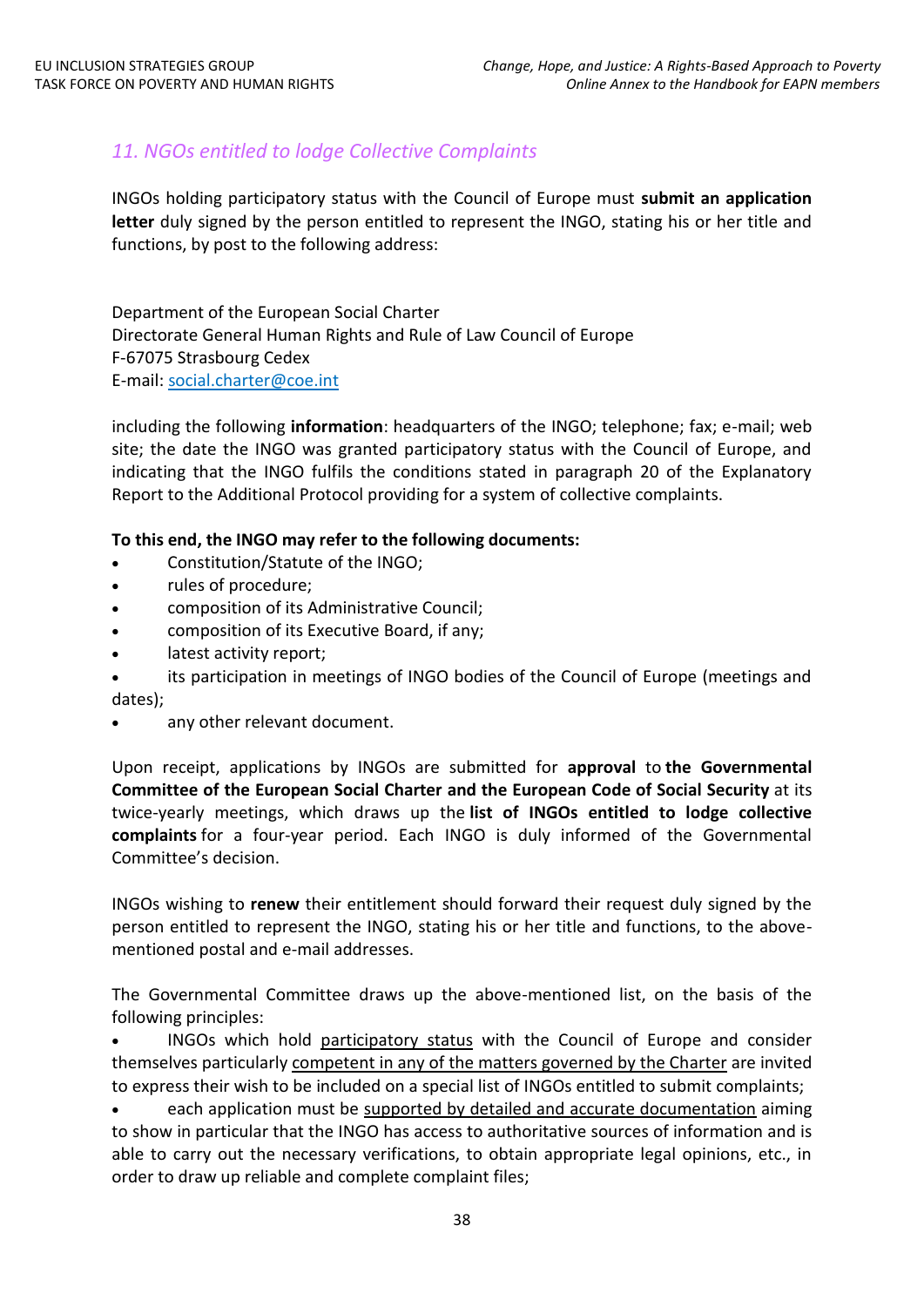## *11. NGOs entitled to lodge Collective Complaints*

INGOs holding participatory status with the Council of Europe must **submit an application letter** duly signed by the person entitled to represent the INGO, stating his or her title and functions, by post to the following address:

Department of the European Social Charter
Directorate General Human Rights and Rule of Law Council of Europe
F-67075 Strasbourg Cedex
E-mail: social.charter@coe.int

including the following **information**: headquarters of the INGO; telephone; fax; e-mail; web site; the date the INGO was granted participatory status with the Council of Europe, and indicating that the INGO fulfils the conditions stated in paragraph 20 of the Explanatory Report to the Additional Protocol providing for a system of collective complaints.

**To this end, the INGO may refer to the following documents:**

- Constitution/Statute of the INGO;
- rules of procedure;
- composition of its Administrative Council;
- composition of its Executive Board, if any;
- latest activity report;
- its participation in meetings of INGO bodies of the Council of Europe (meetings and dates);
- any other relevant document.

Upon receipt, applications by INGOs are submitted for **approval** to **the Governmental Committee of the European Social Charter and the European Code of Social Security** at its twice-yearly meetings, which draws up the **list of INGOs entitled to lodge collective complaints** for a four-year period. Each INGO is duly informed of the Governmental Committee's decision.

INGOs wishing to **renew** their entitlement should forward their request duly signed by the person entitled to represent the INGO, stating his or her title and functions, to the above-mentioned postal and e-mail addresses.

The Governmental Committee draws up the above-mentioned list, on the basis of the following principles:

- INGOs which hold participatory status with the Council of Europe and consider themselves particularly competent in any of the matters governed by the Charter are invited to express their wish to be included on a special list of INGOs entitled to submit complaints;
- each application must be supported by detailed and accurate documentation aiming to show in particular that the INGO has access to authoritative sources of information and is able to carry out the necessary verifications, to obtain appropriate legal opinions, etc., in order to draw up reliable and complete complaint files;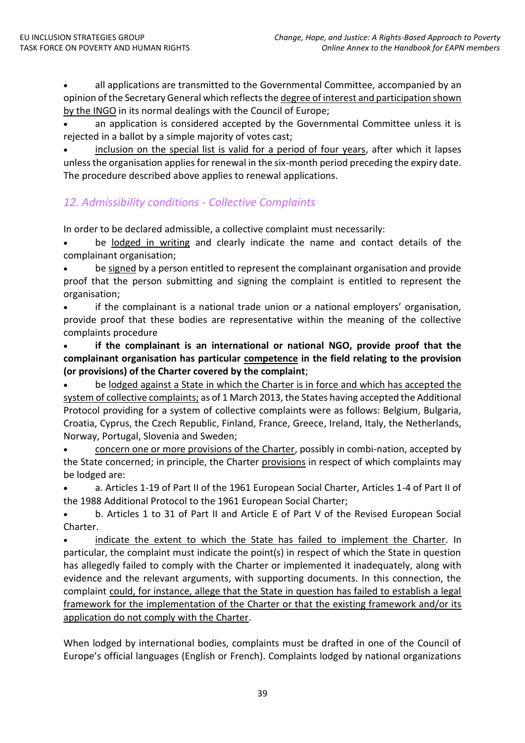- all applications are transmitted to the Governmental Committee, accompanied by an opinion of the Secretary General which reflects the <u>degree of interest and participation shown by the INGO</u> in its normal dealings with the Council of Europe;
- an application is considered accepted by the Governmental Committee unless it is rejected in a ballot by a simple majority of votes cast;
- <u>inclusion on the special list is valid for a period of four years</u>, after which it lapses unless the organisation applies for renewal in the six-month period preceding the expiry date. The procedure described above applies to renewal applications.

## *12. Admissibility conditions - Collective Complaints*

In order to be declared admissible, a collective complaint must necessarily:

- be <u>lodged in writing</u> and clearly indicate the name and contact details of the complainant organisation;
- be <u>signed</u> by a person entitled to represent the complainant organisation and provide proof that the person submitting and signing the complaint is entitled to represent the organisation;
- if the complainant is a national trade union or a national employers' organisation, provide proof that these bodies are representative within the meaning of the collective complaints procedure
- **if the complainant is an international or national NGO, provide proof that the complainant organisation has particular <u>competence</u> in the field relating to the provision (or provisions) of the Charter covered by the complaint**;
- be <u>lodged against a State in which the Charter is in force and which has accepted the system of collective complaints;</u> as of 1 March 2013, the States having accepted the Additional Protocol providing for a system of collective complaints were as follows: Belgium, Bulgaria, Croatia, Cyprus, the Czech Republic, Finland, France, Greece, Ireland, Italy, the Netherlands, Norway, Portugal, Slovenia and Sweden;
- <u>concern one or more provisions of the Charter</u>, possibly in combi-nation, accepted by the State concerned; in principle, the Charter <u>provisions</u> in respect of which complaints may be lodged are:
- a. Articles 1-19 of Part II of the 1961 European Social Charter, Articles 1-4 of Part II of the 1988 Additional Protocol to the 1961 European Social Charter;
- b. Articles 1 to 31 of Part II and Article E of Part V of the Revised European Social Charter.
- <u>indicate the extent to which the State has failed to implement the Charter</u>. In particular, the complaint must indicate the point(s) in respect of which the State in question has allegedly failed to comply with the Charter or implemented it inadequately, along with evidence and the relevant arguments, with supporting documents. In this connection, the complaint <u>could, for instance, allege that the State in question has failed to establish a legal framework for the implementation of the Charter or that the existing framework and/or its application do not comply with the Charter</u>.

When lodged by international bodies, complaints must be drafted in one of the Council of Europe's official languages (English or French). Complaints lodged by national organizations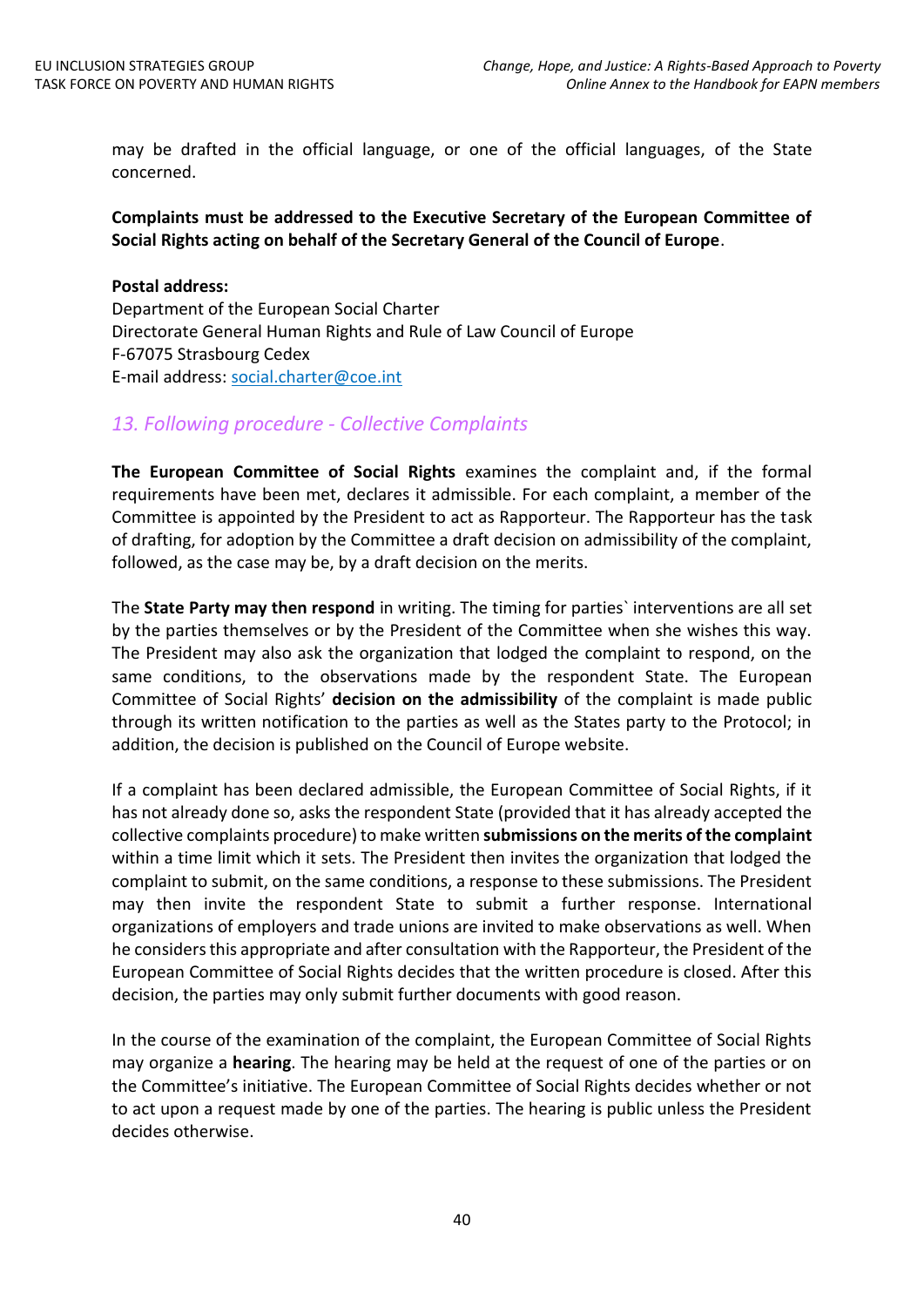may be drafted in the official language, or one of the official languages, of the State concerned.

**Complaints must be addressed to the Executive Secretary of the European Committee of Social Rights acting on behalf of the Secretary General of the Council of Europe**.

**Postal address:**
Department of the European Social Charter
Directorate General Human Rights and Rule of Law Council of Europe
F-67075 Strasbourg Cedex
E-mail address: social.charter@coe.int

## *13. Following procedure - Collective Complaints*

**The European Committee of Social Rights** examines the complaint and, if the formal requirements have been met, declares it admissible. For each complaint, a member of the Committee is appointed by the President to act as Rapporteur. The Rapporteur has the task of drafting, for adoption by the Committee a draft decision on admissibility of the complaint, followed, as the case may be, by a draft decision on the merits.

The **State Party may then respond** in writing. The timing for parties` interventions are all set by the parties themselves or by the President of the Committee when she wishes this way. The President may also ask the organization that lodged the complaint to respond, on the same conditions, to the observations made by the respondent State. The European Committee of Social Rights' **decision on the admissibility** of the complaint is made public through its written notification to the parties as well as the States party to the Protocol; in addition, the decision is published on the Council of Europe website.

If a complaint has been declared admissible, the European Committee of Social Rights, if it has not already done so, asks the respondent State (provided that it has already accepted the collective complaints procedure) to make written **submissions on the merits of the complaint** within a time limit which it sets. The President then invites the organization that lodged the complaint to submit, on the same conditions, a response to these submissions. The President may then invite the respondent State to submit a further response. International organizations of employers and trade unions are invited to make observations as well. When he considers this appropriate and after consultation with the Rapporteur, the President of the European Committee of Social Rights decides that the written procedure is closed. After this decision, the parties may only submit further documents with good reason.

In the course of the examination of the complaint, the European Committee of Social Rights may organize a **hearing**. The hearing may be held at the request of one of the parties or on the Committee's initiative. The European Committee of Social Rights decides whether or not to act upon a request made by one of the parties. The hearing is public unless the President decides otherwise.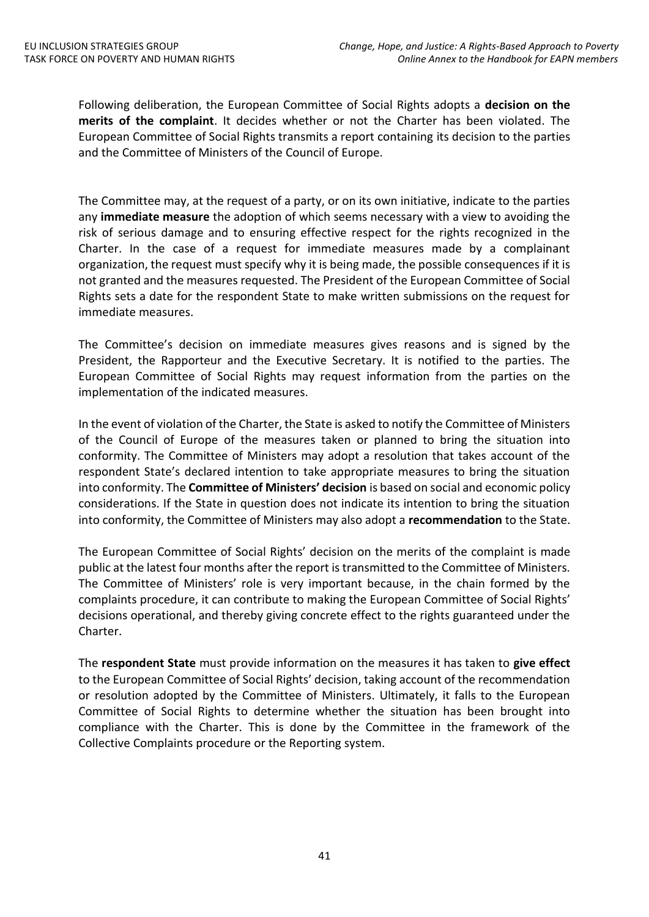Following deliberation, the European Committee of Social Rights adopts a **decision on the merits of the complaint**. It decides whether or not the Charter has been violated. The European Committee of Social Rights transmits a report containing its decision to the parties and the Committee of Ministers of the Council of Europe.

The Committee may, at the request of a party, or on its own initiative, indicate to the parties any **immediate measure** the adoption of which seems necessary with a view to avoiding the risk of serious damage and to ensuring effective respect for the rights recognized in the Charter. In the case of a request for immediate measures made by a complainant organization, the request must specify why it is being made, the possible consequences if it is not granted and the measures requested. The President of the European Committee of Social Rights sets a date for the respondent State to make written submissions on the request for immediate measures.

The Committee's decision on immediate measures gives reasons and is signed by the President, the Rapporteur and the Executive Secretary. It is notified to the parties. The European Committee of Social Rights may request information from the parties on the implementation of the indicated measures.

In the event of violation of the Charter, the State is asked to notify the Committee of Ministers of the Council of Europe of the measures taken or planned to bring the situation into conformity. The Committee of Ministers may adopt a resolution that takes account of the respondent State's declared intention to take appropriate measures to bring the situation into conformity. The **Committee of Ministers' decision** is based on social and economic policy considerations. If the State in question does not indicate its intention to bring the situation into conformity, the Committee of Ministers may also adopt a **recommendation** to the State.

The European Committee of Social Rights' decision on the merits of the complaint is made public at the latest four months after the report is transmitted to the Committee of Ministers. The Committee of Ministers' role is very important because, in the chain formed by the complaints procedure, it can contribute to making the European Committee of Social Rights' decisions operational, and thereby giving concrete effect to the rights guaranteed under the Charter.

The **respondent State** must provide information on the measures it has taken to **give effect** to the European Committee of Social Rights' decision, taking account of the recommendation or resolution adopted by the Committee of Ministers. Ultimately, it falls to the European Committee of Social Rights to determine whether the situation has been brought into compliance with the Charter. This is done by the Committee in the framework of the Collective Complaints procedure or the Reporting system.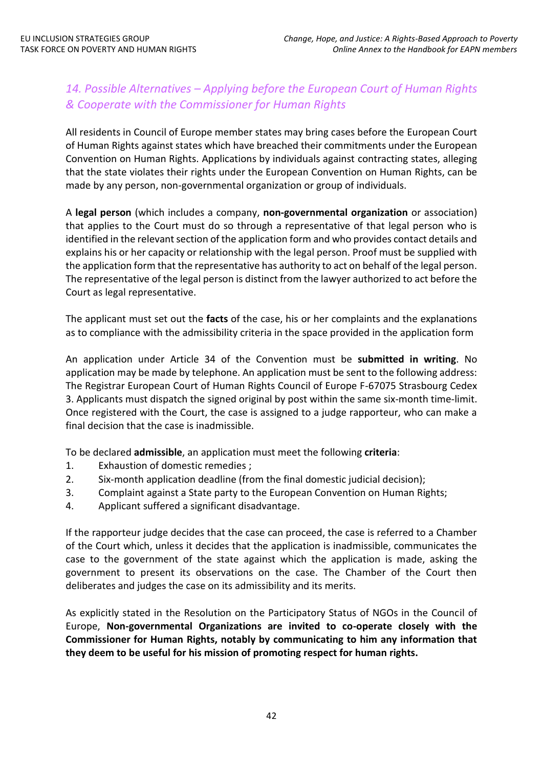## *14. Possible Alternatives – Applying before the European Court of Human Rights & Cooperate with the Commissioner for Human Rights*

All residents in Council of Europe member states may bring cases before the European Court of Human Rights against states which have breached their commitments under the European Convention on Human Rights. Applications by individuals against contracting states, alleging that the state violates their rights under the European Convention on Human Rights, can be made by any person, non-governmental organization or group of individuals.

A **legal person** (which includes a company, **non-governmental organization** or association) that applies to the Court must do so through a representative of that legal person who is identified in the relevant section of the application form and who provides contact details and explains his or her capacity or relationship with the legal person. Proof must be supplied with the application form that the representative has authority to act on behalf of the legal person. The representative of the legal person is distinct from the lawyer authorized to act before the Court as legal representative.

The applicant must set out the **facts** of the case, his or her complaints and the explanations as to compliance with the admissibility criteria in the space provided in the application form

An application under Article 34 of the Convention must be **submitted in writing**. No application may be made by telephone. An application must be sent to the following address: The Registrar European Court of Human Rights Council of Europe F-67075 Strasbourg Cedex 3. Applicants must dispatch the signed original by post within the same six-month time-limit. Once registered with the Court, the case is assigned to a judge rapporteur, who can make a final decision that the case is inadmissible.

To be declared **admissible**, an application must meet the following **criteria**:

1. Exhaustion of domestic remedies ;
2. Six-month application deadline (from the final domestic judicial decision);
3. Complaint against a State party to the European Convention on Human Rights;
4. Applicant suffered a significant disadvantage.

If the rapporteur judge decides that the case can proceed, the case is referred to a Chamber of the Court which, unless it decides that the application is inadmissible, communicates the case to the government of the state against which the application is made, asking the government to present its observations on the case. The Chamber of the Court then deliberates and judges the case on its admissibility and its merits.

As explicitly stated in the Resolution on the Participatory Status of NGOs in the Council of Europe, **Non-governmental Organizations are invited to co-operate closely with the Commissioner for Human Rights, notably by communicating to him any information that they deem to be useful for his mission of promoting respect for human rights.**